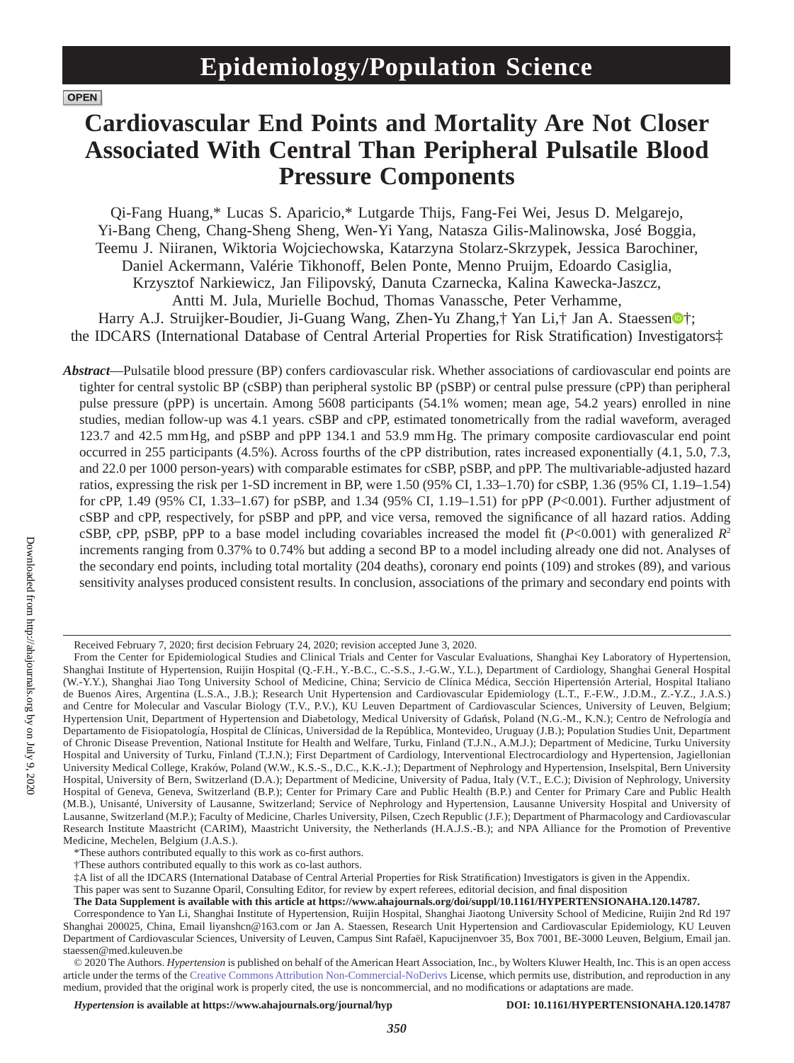Epidemiology/Population Science

OPEN

# Cardiovascular End Points and Mortality Are Not Closer Associated With Central Than Peripheral Pulsatile Blood Pressure Components

Qi-Fang Huang,* Lucas S. Aparicio,* Lutgarde Thijs, Fang-Fei Wei, Jesus D. Melgarejo, Yi-Bang Cheng, Chang-Sheng Sheng, Wen-Yi Yang, Natasza Gilis-Malinowska, José Boggia, Teemu J. Niiranen, Wiktoria Wojciechowska, Katarzyna Stolarz-Skrzypek, Jessica Barochiner, Daniel Ackermann, Valérie Tikhonoff, Belen Ponte, Menno Pruijm, Edoardo Casiglia, Krzysztof Narkiewicz, Jan Filipovský, Danuta Czarnecka, Kalina Kawecka-Jaszcz, Antti M. Jula, Murielle Bochud, Thomas Vanassche, Peter Verhamme, Harry A.J. Struijker-Boudier, Ji-Guang Wang, Zhen-Yu Zhang,† Yan Li,† Jan A. Staessen†; the IDCARS (International Database of Central Arterial Properties for Risk Stratification) Investigators‡

***Abstract***—Pulsatile blood pressure (BP) confers cardiovascular risk. Whether associations of cardiovascular end points are tighter for central systolic BP (cSBP) than peripheral systolic BP (pSBP) or central pulse pressure (cPP) than peripheral pulse pressure (pPP) is uncertain. Among 5608 participants (54.1% women; mean age, 54.2 years) enrolled in nine studies, median follow-up was 4.1 years. cSBP and cPP, estimated tonometrically from the radial waveform, averaged 123.7 and 42.5 mm Hg, and pSBP and pPP 134.1 and 53.9 mm Hg. The primary composite cardiovascular end point occurred in 255 participants (4.5%). Across fourths of the cPP distribution, rates increased exponentially (4.1, 5.0, 7.3, and 22.0 per 1000 person-years) with comparable estimates for cSBP, pSBP, and pPP. The multivariable-adjusted hazard ratios, expressing the risk per 1-SD increment in BP, were 1.50 (95% CI, 1.33–1.70) for cSBP, 1.36 (95% CI, 1.19–1.54) for cPP, 1.49 (95% CI, 1.33–1.67) for pSBP, and 1.34 (95% CI, 1.19–1.51) for pPP ($P$<0.001). Further adjustment of cSBP and cPP, respectively, for pSBP and pPP, and vice versa, removed the significance of all hazard ratios. Adding cSBP, cPP, pSBP, pPP to a base model including covariables increased the model fit ($P$<0.001) with generalized $R^2$ increments ranging from 0.37% to 0.74% but adding a second BP to a model including already one did not. Analyses of the secondary end points, including total mortality (204 deaths), coronary end points (109) and strokes (89), and various sensitivity analyses produced consistent results. In conclusion, associations of the primary and secondary end points with

---

Received February 7, 2020; first decision February 24, 2020; revision accepted June 3, 2020.

From the Center for Epidemiological Studies and Clinical Trials and Center for Vascular Evaluations, Shanghai Key Laboratory of Hypertension, Shanghai Institute of Hypertension, Ruijin Hospital (Q.-F.H., Y.-B.C., C.-S.S., J.-G.W., Y.L.), Department of Cardiology, Shanghai General Hospital (W.-Y.Y.), Shanghai Jiao Tong University School of Medicine, China; Servicio de Clínica Médica, Sección Hipertensión Arterial, Hospital Italiano de Buenos Aires, Argentina (L.S.A., J.B.); Research Unit Hypertension and Cardiovascular Epidemiology (L.T., F.-F.W., J.D.M., Z.-Y.Z., J.A.S.) and Centre for Molecular and Vascular Biology (T.V., P.V.), KU Leuven Department of Cardiovascular Sciences, University of Leuven, Belgium; Hypertension Unit, Department of Hypertension and Diabetology, Medical University of Gdańsk, Poland (N.G.-M., K.N.); Centro de Nefrología and Departamento de Fisiopatología, Hospital de Clínicas, Universidad de la República, Montevideo, Uruguay (J.B.); Population Studies Unit, Department of Chronic Disease Prevention, National Institute for Health and Welfare, Turku, Finland (T.J.N., A.M.J.); Department of Medicine, Turku University Hospital and University of Turku, Finland (T.J.N.); First Department of Cardiology, Interventional Electrocardiology and Hypertension, Jagiellonian University Medical College, Kraków, Poland (W.W., K.S.-S., D.C., K.K.-J.); Department of Nephrology and Hypertension, Inselspital, Bern University Hospital, University of Bern, Switzerland (D.A.); Department of Medicine, University of Padua, Italy (V.T., E.C.); Division of Nephrology, University Hospital of Geneva, Geneva, Switzerland (B.P.); Center for Primary Care and Public Health (B.P.) and Center for Primary Care and Public Health (M.B.), Unisanté, University of Lausanne, Switzerland; Service of Nephrology and Hypertension, Lausanne University Hospital and University of Lausanne, Switzerland (M.P.); Faculty of Medicine, Charles University, Pilsen, Czech Republic (J.F.); Department of Pharmacology and Cardiovascular Research Institute Maastricht (CARIM), Maastricht University, the Netherlands (H.A.J.S.-B.); and NPA Alliance for the Promotion of Preventive Medicine, Mechelen, Belgium (J.A.S.).

*These authors contributed equally to this work as co-first authors.

†These authors contributed equally to this work as co-last authors.

‡A list of all the IDCARS (International Database of Central Arterial Properties for Risk Stratification) Investigators is given in the Appendix.

This paper was sent to Suzanne Oparil, Consulting Editor, for review by expert referees, editorial decision, and final disposition

**The Data Supplement is available with this article at https://www.ahajournals.org/doi/suppl/10.1161/HYPERTENSIONAHA.120.14787.**

Correspondence to Yan Li, Shanghai Institute of Hypertension, Ruijin Hospital, Shanghai Jiaotong University School of Medicine, Ruijin 2nd Rd 197 Shanghai 200025, China, Email liyanshcn@163.com or Jan A. Staessen, Research Unit Hypertension and Cardiovascular Epidemiology, KU Leuven Department of Cardiovascular Sciences, University of Leuven, Campus Sint Rafaël, Kapucijnenvoer 35, Box 7001, BE-3000 Leuven, Belgium, Email jan.staessen@med.kuleuven.be

© 2020 The Authors. *Hypertension* is published on behalf of the American Heart Association, Inc., by Wolters Kluwer Health, Inc. This is an open access article under the terms of the Creative Commons Attribution Non-Commercial-NoDerivs License, which permits use, distribution, and reproduction in any medium, provided that the original work is properly cited, the use is noncommercial, and no modifications or adaptations are made.

*Hypertension* is available at https://www.ahajournals.org/journal/hyp DOI: 10.1161/HYPERTENSIONAHA.120.14787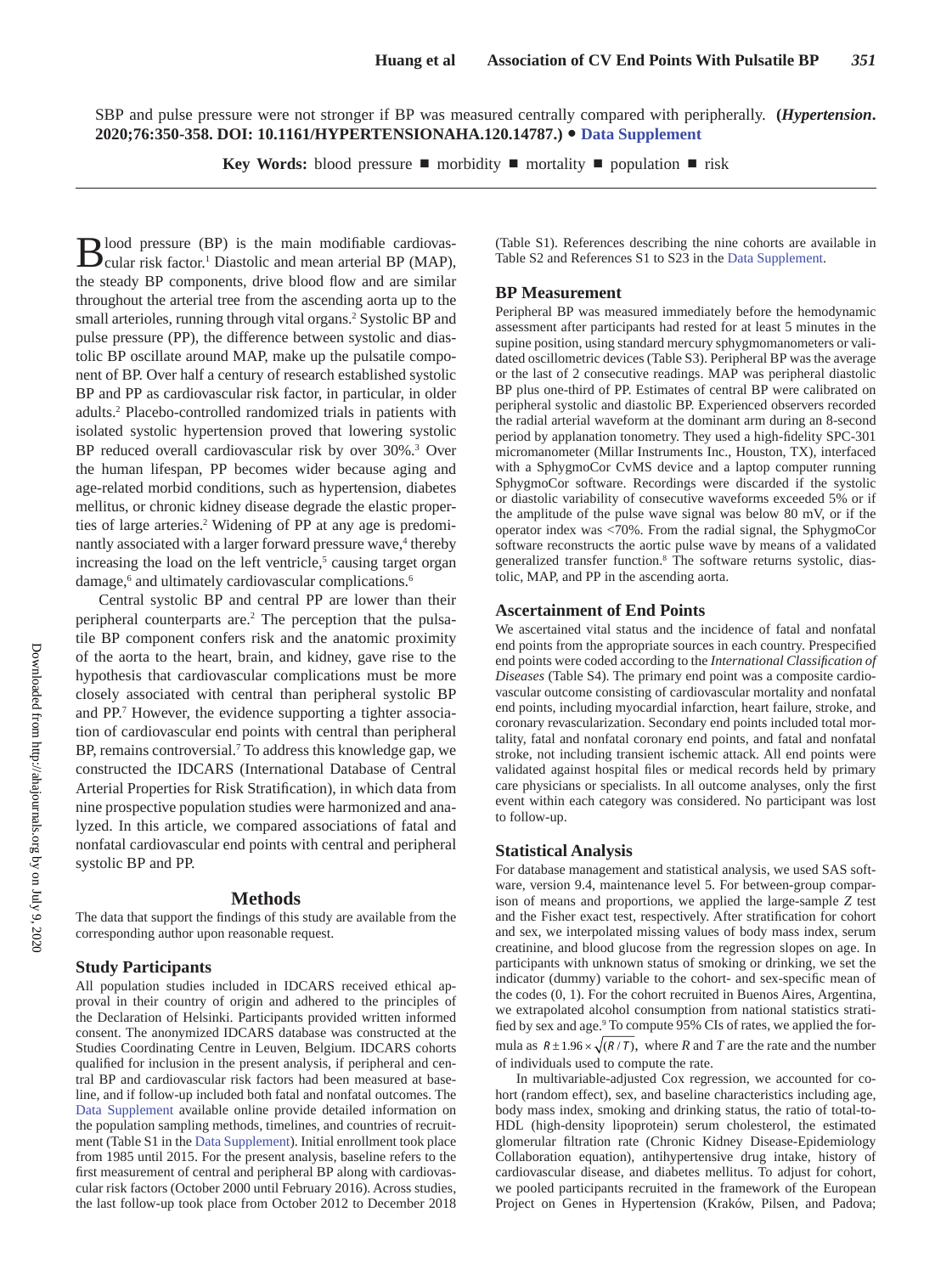SBP and pulse pressure were not stronger if BP was measured centrally compared with peripherally. **(*Hypertension*. 2020;76:350-358. DOI: 10.1161/HYPERTENSIONAHA.120.14787.)** • **Data Supplement**

**Key Words:** blood pressure ■ morbidity ■ mortality ■ population ■ risk

Blood pressure (BP) is the main modifiable cardiovascular risk factor.[1] Diastolic and mean arterial BP (MAP), the steady BP components, drive blood flow and are similar throughout the arterial tree from the ascending aorta up to the small arterioles, running through vital organs.[2] Systolic BP and pulse pressure (PP), the difference between systolic and diastolic BP oscillate around MAP, make up the pulsatile component of BP. Over half a century of research established systolic BP and PP as cardiovascular risk factor, in particular, in older adults.[2] Placebo-controlled randomized trials in patients with isolated systolic hypertension proved that lowering systolic BP reduced overall cardiovascular risk by over 30%.[3] Over the human lifespan, PP becomes wider because aging and age-related morbid conditions, such as hypertension, diabetes mellitus, or chronic kidney disease degrade the elastic properties of large arteries.[2] Widening of PP at any age is predominantly associated with a larger forward pressure wave,[4] thereby increasing the load on the left ventricle,[5] causing target organ damage,[6] and ultimately cardiovascular complications.[6]

Central systolic BP and central PP are lower than their peripheral counterparts are.[2] The perception that the pulsatile BP component confers risk and the anatomic proximity of the aorta to the heart, brain, and kidney, gave rise to the hypothesis that cardiovascular complications must be more closely associated with central than peripheral systolic BP and PP.[7] However, the evidence supporting a tighter association of cardiovascular end points with central than peripheral BP, remains controversial.[7] To address this knowledge gap, we constructed the IDCARS (International Database of Central Arterial Properties for Risk Stratification), in which data from nine prospective population studies were harmonized and analyzed. In this article, we compared associations of fatal and nonfatal cardiovascular end points with central and peripheral systolic BP and PP.

## Methods

The data that support the findings of this study are available from the corresponding author upon reasonable request.

### Study Participants

All population studies included in IDCARS received ethical approval in their country of origin and adhered to the principles of the Declaration of Helsinki. Participants provided written informed consent. The anonymized IDCARS database was constructed at the Studies Coordinating Centre in Leuven, Belgium. IDCARS cohorts qualified for inclusion in the present analysis, if peripheral and central BP and cardiovascular risk factors had been measured at baseline, and if follow-up included both fatal and nonfatal outcomes. The Data Supplement available online provide detailed information on the population sampling methods, timelines, and countries of recruitment (Table S1 in the Data Supplement). Initial enrollment took place from 1985 until 2015. For the present analysis, baseline refers to the first measurement of central and peripheral BP along with cardiovascular risk factors (October 2000 until February 2016). Across studies, the last follow-up took place from October 2012 to December 2018 (Table S1). References describing the nine cohorts are available in Table S2 and References S1 to S23 in the Data Supplement.

### BP Measurement

Peripheral BP was measured immediately before the hemodynamic assessment after participants had rested for at least 5 minutes in the supine position, using standard mercury sphygmomanometers or validated oscillometric devices (Table S3). Peripheral BP was the average or the last of 2 consecutive readings. MAP was peripheral diastolic BP plus one-third of PP. Estimates of central BP were calibrated on peripheral systolic and diastolic BP. Experienced observers recorded the radial arterial waveform at the dominant arm during an 8-second period by applanation tonometry. They used a high-fidelity SPC-301 micromanometer (Millar Instruments Inc., Houston, TX), interfaced with a SphygmoCor CvMS device and a laptop computer running SphygmoCor software. Recordings were discarded if the systolic or diastolic variability of consecutive waveforms exceeded 5% or if the amplitude of the pulse wave signal was below 80 mV, or if the operator index was <70%. From the radial signal, the SphygmoCor software reconstructs the aortic pulse wave by means of a validated generalized transfer function.[8] The software returns systolic, diastolic, MAP, and PP in the ascending aorta.

### Ascertainment of End Points

We ascertained vital status and the incidence of fatal and nonfatal end points from the appropriate sources in each country. Prespecified end points were coded according to the *International Classification of Diseases* (Table S4). The primary end point was a composite cardiovascular outcome consisting of cardiovascular mortality and nonfatal end points, including myocardial infarction, heart failure, stroke, and coronary revascularization. Secondary end points included total mortality, fatal and nonfatal coronary end points, and fatal and nonfatal stroke, not including transient ischemic attack. All end points were validated against hospital files or medical records held by primary care physicians or specialists. In all outcome analyses, only the first event within each category was considered. No participant was lost to follow-up.

### Statistical Analysis

For database management and statistical analysis, we used SAS software, version 9.4, maintenance level 5. For between-group comparison of means and proportions, we applied the large-sample $Z$ test and the Fisher exact test, respectively. After stratification for cohort and sex, we interpolated missing values of body mass index, serum creatinine, and blood glucose from the regression slopes on age. In participants with unknown status of smoking or drinking, we set the indicator (dummy) variable to the cohort- and sex-specific mean of the codes (0, 1). For the cohort recruited in Buenos Aires, Argentina, we extrapolated alcohol consumption from national statistics stratified by sex and age.[9] To compute 95% CIs of rates, we applied the formula as $R \pm 1.96 \times \sqrt{(R/T)}$, where $R$ and $T$ are the rate and the number of individuals used to compute the rate.

In multivariable-adjusted Cox regression, we accounted for cohort (random effect), sex, and baseline characteristics including age, body mass index, smoking and drinking status, the ratio of total-to-HDL (high-density lipoprotein) serum cholesterol, the estimated glomerular filtration rate (Chronic Kidney Disease-Epidemiology Collaboration equation), antihypertensive drug intake, history of cardiovascular disease, and diabetes mellitus. To adjust for cohort, we pooled participants recruited in the framework of the European Project on Genes in Hypertension (Kraków, Pilsen, and Padova;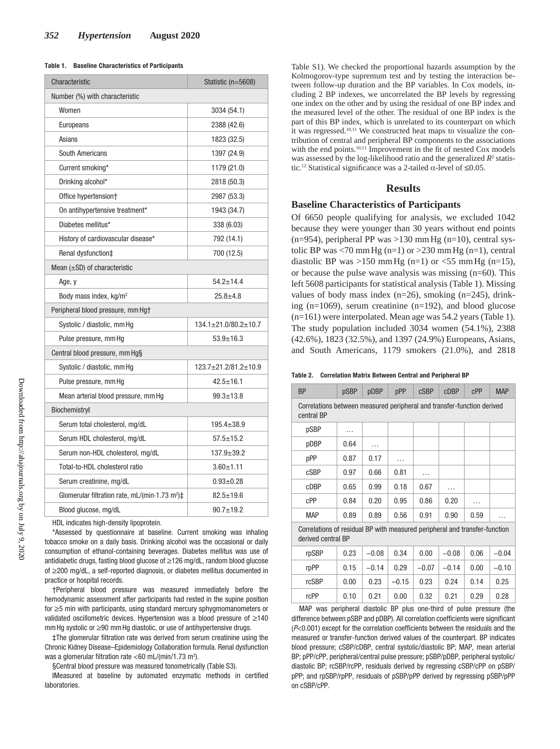**Table 1. Baseline Characteristics of Participants**

| Characteristic | Statistic (n=5608) |
|---|---|
| Number (%) with characteristic | |
| Women | 3034 (54.1) |
| Europeans | 2388 (42.6) |
| Asians | 1823 (32.5) |
| South Americans | 1397 (24.9) |
| Current smoking* | 1179 (21.0) |
| Drinking alcohol* | 2818 (50.3) |
| Office hypertension† | 2987 (53.3) |
| On antihypertensive treatment* | 1943 (34.7) |
| Diabetes mellitus* | 338 (6.03) |
| History of cardiovascular disease* | 792 (14.1) |
| Renal dysfunction‡ | 700 (12.5) |
| Mean (±SD) of characteristic | |
| Age, y | 54.2±14.4 |
| Body mass index, kg/m² | 25.8±4.8 |
| Peripheral blood pressure, mm Hg† | |
| Systolic / diastolic, mm Hg | 134.1±21.0/80.2±10.7 |
| Pulse pressure, mm Hg | 53.9±16.3 |
| Central blood pressure, mm Hg§ | |
| Systolic / diastolic, mm Hg | 123.7±21.2/81.2±10.9 |
| Pulse pressure, mm Hg | 42.5±16.1 |
| Mean arterial blood pressure, mm Hg | 99.3±13.8 |
| Biochemistry‖ | |
| Serum total cholesterol, mg/dL | 195.4±38.9 |
| Serum HDL cholesterol, mg/dL | 57.5±15.2 |
| Serum non-HDL cholesterol, mg/dL | 137.9±39.2 |
| Total-to-HDL cholesterol ratio | 3.60±1.11 |
| Serum creatinine, mg/dL | 0.93±0.28 |
| Glomerular filtration rate, mL/(min·1.73 m²)‡ | 82.5±19.6 |
| Blood glucose, mg/dL | 90.7±19.2 |

HDL indicates high-density lipoprotein.

*Assessed by questionnaire at baseline. Current smoking was inhaling tobacco smoke on a daily basis. Drinking alcohol was the occasional or daily consumption of ethanol-containing beverages. Diabetes mellitus was use of antidiabetic drugs, fasting blood glucose of ≥126 mg/dL, random blood glucose of ≥200 mg/dL, a self-reported diagnosis, or diabetes mellitus documented in practice or hospital records.

†Peripheral blood pressure was measured immediately before the hemodynamic assessment after participants had rested in the supine position for ≥5 min with participants, using standard mercury sphygmomanometers or validated oscillometric devices. Hypertension was a blood pressure of ≥140 mm Hg systolic or ≥90 mm Hg diastolic, or use of antihypertensive drugs.

‡The glomerular filtration rate was derived from serum creatinine using the Chronic Kidney Disease–Epidemiology Collaboration formula. Renal dysfunction was a glomerular filtration rate <60 mL/(min/1.73 m²).

§Central blood pressure was measured tonometrically (Table S3).

‖Measured at baseline by automated enzymatic methods in certified laboratories.

Table S1). We checked the proportional hazards assumption by the Kolmogorov-type supremum test and by testing the interaction between follow-up duration and the BP variables. In Cox models, including 2 BP indexes, we uncorrelated the BP levels by regressing one index on the other and by using the residual of one BP index and the measured level of the other. The residual of one BP index is the part of this BP index, which is unrelated to its counterpart on which it was regressed.[10,11] We constructed heat maps to visualize the contribution of central and peripheral BP components to the associations with the end points.[10,11] Improvement in the fit of nested Cox models was assessed by the log-likelihood ratio and the generalized $R^2$ statistic.[12] Statistical significance was a 2-tailed α-level of ≤0.05.

## Results

### Baseline Characteristics of Participants

Of 6650 people qualifying for analysis, we excluded 1042 because they were younger than 30 years without end points (n=954), peripheral PP was >130 mm Hg (n=10), central systolic BP was <70 mm Hg (n=1) or >230 mm Hg (n=1), central diastolic BP was >150 mm Hg (n=1) or <55 mm Hg (n=15), or because the pulse wave analysis was missing (n=60). This left 5608 participants for statistical analysis (Table 1). Missing values of body mass index (n=26), smoking (n=245), drinking (n=1069), serum creatinine (n=192), and blood glucose (n=161) were interpolated. Mean age was 54.2 years (Table 1). The study population included 3034 women (54.1%), 2388 (42.6%), 1823 (32.5%), and 1397 (24.9%) Europeans, Asians, and South Americans, 1179 smokers (21.0%), and 2818

**Table 2. Correlation Matrix Between Central and Peripheral BP**

| BP | pSBP | pDBP | pPP | cSBP | cDBP | cPP | MAP |
|---|---|---|---|---|---|---|---|
| Correlations between measured peripheral and transfer-function derived central BP | | | | | | | |
| pSBP | … | | | | | | |
| pDBP | 0.64 | … | | | | | |
| pPP | 0.87 | 0.17 | … | | | | |
| cSBP | 0.97 | 0.66 | 0.81 | … | | | |
| cDBP | 0.65 | 0.99 | 0.18 | 0.67 | … | | |
| cPP | 0.84 | 0.20 | 0.95 | 0.86 | 0.20 | … | |
| MAP | 0.89 | 0.89 | 0.56 | 0.91 | 0.90 | 0.59 | … |
| Correlations of residual BP with measured peripheral and transfer-function derived central BP | | | | | | | |
| rpSBP | 0.23 | −0.08 | 0.34 | 0.00 | −0.08 | 0.06 | −0.04 |
| rpPP | 0.15 | −0.14 | 0.29 | −0.07 | −0.14 | 0.00 | −0.10 |
| rcSBP | 0.00 | 0.23 | −0.15 | 0.23 | 0.24 | 0.14 | 0.25 |
| rcPP | 0.10 | 0.21 | 0.00 | 0.32 | 0.21 | 0.29 | 0.28 |

MAP was peripheral diastolic BP plus one-third of pulse pressure (the difference between pSBP and pDBP). All correlation coefficients were significant ($P$<0.001) except for the correlation coefficients between the residuals and the measured or transfer-function derived values of the counterpart. BP indicates blood pressure; cSBP/cDBP, central systolic/diastolic BP; MAP, mean arterial BP; pPP/cPP, peripheral/central pulse pressure; pSBP/pDBP, peripheral systolic/diastolic BP; rcSBP/rcPP, residuals derived by regressing cSBP/cPP on pSBP/pPP; and rpSBP/rpPP, residuals of pSBP/pPP derived by regressing pSBP/pPP on cSBP/cPP.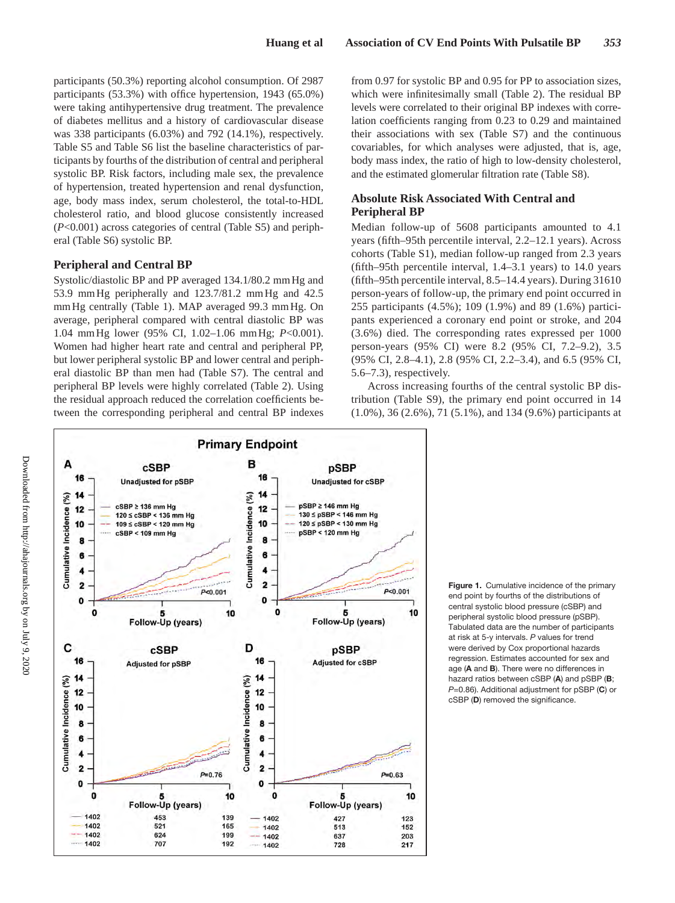participants (50.3%) reporting alcohol consumption. Of 2987 participants (53.3%) with office hypertension, 1943 (65.0%) were taking antihypertensive drug treatment. The prevalence of diabetes mellitus and a history of cardiovascular disease was 338 participants (6.03%) and 792 (14.1%), respectively. Table S5 and Table S6 list the baseline characteristics of participants by fourths of the distribution of central and peripheral systolic BP. Risk factors, including male sex, the prevalence of hypertension, treated hypertension and renal dysfunction, age, body mass index, serum cholesterol, the total-to-HDL cholesterol ratio, and blood glucose consistently increased ($P<0.001$) across categories of central (Table S5) and peripheral (Table S6) systolic BP.

## Peripheral and Central BP

Systolic/diastolic BP and PP averaged 134.1/80.2 mm Hg and 53.9 mm Hg peripherally and 123.7/81.2 mm Hg and 42.5 mm Hg centrally (Table 1). MAP averaged 99.3 mm Hg. On average, peripheral compared with central diastolic BP was 1.04 mm Hg lower (95% CI, 1.02–1.06 mm Hg; $P<0.001$). Women had higher heart rate and central and peripheral PP, but lower peripheral systolic BP and lower central and peripheral diastolic BP than men had (Table S7). The central and peripheral BP levels were highly correlated (Table 2). Using the residual approach reduced the correlation coefficients between the corresponding peripheral and central BP indexes from 0.97 for systolic BP and 0.95 for PP to association sizes, which were infinitesimally small (Table 2). The residual BP levels were correlated to their original BP indexes with correlation coefficients ranging from 0.23 to 0.29 and maintained their associations with sex (Table S7) and the continuous covariables, for which analyses were adjusted, that is, age, body mass index, the ratio of high to low-density cholesterol, and the estimated glomerular filtration rate (Table S8).

## Absolute Risk Associated With Central and Peripheral BP

Median follow-up of 5608 participants amounted to 4.1 years (fifth–95th percentile interval, 2.2–12.1 years). Across cohorts (Table S1), median follow-up ranged from 2.3 years (fifth–95th percentile interval, 1.4–3.1 years) to 14.0 years (fifth–95th percentile interval, 8.5–14.4 years). During 31610 person-years of follow-up, the primary end point occurred in 255 participants (4.5%); 109 (1.9%) and 89 (1.6%) participants experienced a coronary end point or stroke, and 204 (3.6%) died. The corresponding rates expressed per 1000 person-years (95% CI) were 8.2 (95% CI, 7.2–9.2), 3.5 (95% CI, 2.8–4.1), 2.8 (95% CI, 2.2–3.4), and 6.5 (95% CI, 5.6–7.3), respectively.

Across increasing fourths of the central systolic BP distribution (Table S9), the primary end point occurred in 14 (1.0%), 36 (2.6%), 71 (5.1%), and 134 (9.6%) participants at

**Figure 1.** Cumulative incidence of the primary end point by fourths of the distributions of central systolic blood pressure (cSBP) and peripheral systolic blood pressure (pSBP). Tabulated data are the number of participants at risk at 5-y intervals. *P* values for trend were derived by Cox proportional hazards regression. Estimates accounted for sex and age (**A** and **B**). There were no differences in hazard ratios between cSBP (**A**) and pSBP (**B**; $P=0.86$). Additional adjustment for pSBP (**C**) or cSBP (**D**) removed the significance.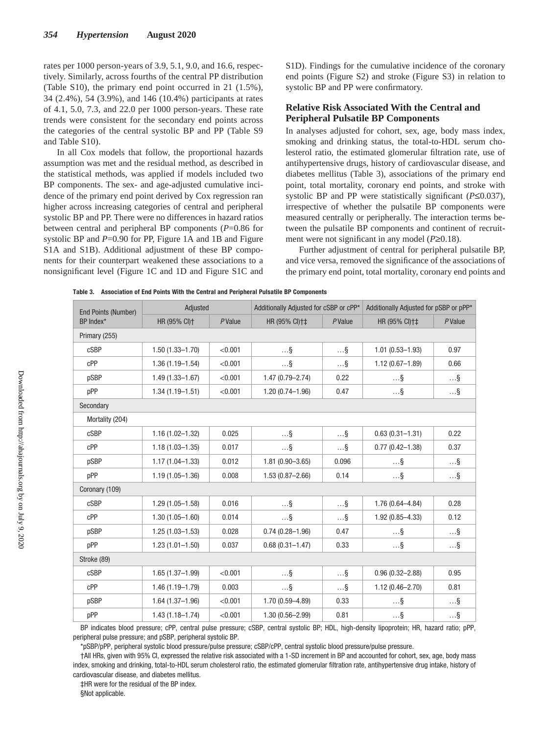rates per 1000 person-years of 3.9, 5.1, 9.0, and 16.6, respectively. Similarly, across fourths of the central PP distribution (Table S10), the primary end point occurred in 21 (1.5%), 34 (2.4%), 54 (3.9%), and 146 (10.4%) participants at rates of 4.1, 5.0, 7.3, and 22.0 per 1000 person-years. These rate trends were consistent for the secondary end points across the categories of the central systolic BP and PP (Table S9 and Table S10).

In all Cox models that follow, the proportional hazards assumption was met and the residual method, as described in the statistical methods, was applied if models included two BP components. The sex- and age-adjusted cumulative incidence of the primary end point derived by Cox regression ran higher across increasing categories of central and peripheral systolic BP and PP. There were no differences in hazard ratios between central and peripheral BP components ($P$=0.86 for systolic BP and $P$=0.90 for PP, Figure 1A and 1B and Figure S1A and S1B). Additional adjustment of these BP components for their counterpart weakened these associations to a nonsignificant level (Figure 1C and 1D and Figure S1C and S1D). Findings for the cumulative incidence of the coronary end points (Figure S2) and stroke (Figure S3) in relation to systolic BP and PP were confirmatory.

## Relative Risk Associated With the Central and Peripheral Pulsatile BP Components

In analyses adjusted for cohort, sex, age, body mass index, smoking and drinking status, the total-to-HDL serum cholesterol ratio, the estimated glomerular filtration rate, use of antihypertensive drugs, history of cardiovascular disease, and diabetes mellitus (Table 3), associations of the primary end point, total mortality, coronary end points, and stroke with systolic BP and PP were statistically significant ($P$≤0.037), irrespective of whether the pulsatile BP components were measured centrally or peripherally. The interaction terms between the pulsatile BP components and continent of recruitment were not significant in any model ($P$≥0.18).

Further adjustment of central for peripheral pulsatile BP, and vice versa, removed the significance of the associations of the primary end point, total mortality, coronary end points and

**Table 3. Association of End Points With the Central and Peripheral Pulsatile BP Components**

| End Points (Number) BP Index* | Adjusted | | Additionally Adjusted for cSBP or cPP* | | Additionally Adjusted for pSBP or pPP* | |
|---|---|---|---|---|---|---|
| | HR (95% CI)† | P Value | HR (95% CI)†‡ | P Value | HR (95% CI)†‡ | P Value |
| Primary (255) | | | | | | |
| cSBP | 1.50 (1.33–1.70) | <0.001 | …§ | …§ | 1.01 (0.53–1.93) | 0.97 |
| cPP | 1.36 (1.19–1.54) | <0.001 | …§ | …§ | 1.12 (0.67–1.89) | 0.66 |
| pSBP | 1.49 (1.33–1.67) | <0.001 | 1.47 (0.79–2.74) | 0.22 | …§ | …§ |
| pPP | 1.34 (1.19–1.51) | <0.001 | 1.20 (0.74–1.96) | 0.47 | …§ | …§ |
| Secondary | | | | | | |
| Mortality (204) | | | | | | |
| cSBP | 1.16 (1.02–1.32) | 0.025 | …§ | …§ | 0.63 (0.31–1.31) | 0.22 |
| cPP | 1.18 (1.03–1.35) | 0.017 | …§ | …§ | 0.77 (0.42–1.38) | 0.37 |
| pSBP | 1.17 (1.04–1.33) | 0.012 | 1.81 (0.90–3.65) | 0.096 | …§ | …§ |
| pPP | 1.19 (1.05–1.36) | 0.008 | 1.53 (0.87–2.66) | 0.14 | …§ | …§ |
| Coronary (109) | | | | | | |
| cSBP | 1.29 (1.05–1.58) | 0.016 | …§ | …§ | 1.76 (0.64–4.84) | 0.28 |
| cPP | 1.30 (1.05–1.60) | 0.014 | …§ | …§ | 1.92 (0.85–4.33) | 0.12 |
| pSBP | 1.25 (1.03–1.53) | 0.028 | 0.74 (0.28–1.96) | 0.47 | …§ | …§ |
| pPP | 1.23 (1.01–1.50) | 0.037 | 0.68 (0.31–1.47) | 0.33 | …§ | …§ |
| Stroke (89) | | | | | | |
| cSBP | 1.65 (1.37–1.99) | <0.001 | …§ | …§ | 0.96 (0.32–2.88) | 0.95 |
| cPP | 1.46 (1.19–1.79) | 0.003 | …§ | …§ | 1.12 (0.46–2.70) | 0.81 |
| pSBP | 1.64 (1.37–1.96) | <0.001 | 1.70 (0.59–4.89) | 0.33 | …§ | …§ |
| pPP | 1.43 (1.18–1.74) | <0.001 | 1.30 (0.56–2.99) | 0.81 | …§ | …§ |

BP indicates blood pressure; cPP, central pulse pressure; cSBP, central systolic BP; HDL, high-density lipoprotein; HR, hazard ratio; pPP, peripheral pulse pressure; and pSBP, peripheral systolic BP.

*pSBP/pPP, peripheral systolic blood pressure/pulse pressure; cSBP/cPP, central systolic blood pressure/pulse pressure.

†All HRs, given with 95% CI, expressed the relative risk associated with a 1-SD increment in BP and accounted for cohort, sex, age, body mass index, smoking and drinking, total-to-HDL serum cholesterol ratio, the estimated glomerular filtration rate, antihypertensive drug intake, history of cardiovascular disease, and diabetes mellitus.

‡HR were for the residual of the BP index.

§Not applicable.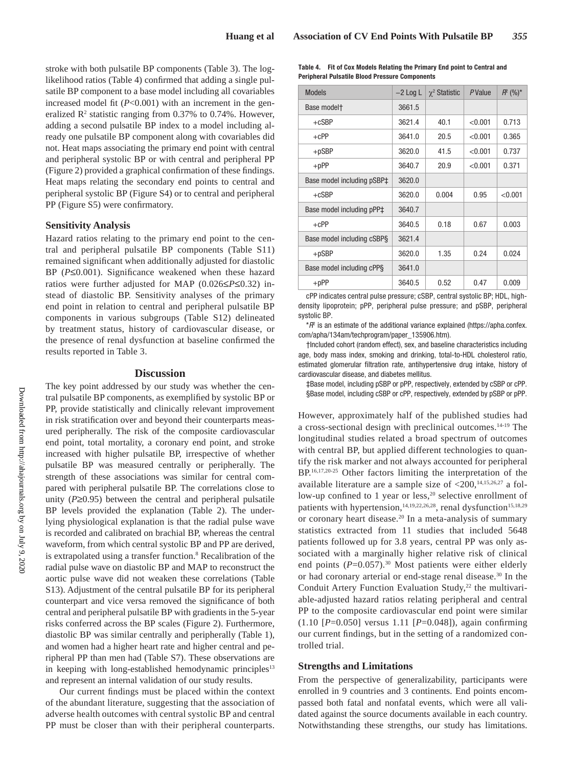stroke with both pulsatile BP components (Table 3). The log-likelihood ratios (Table 4) confirmed that adding a single pulsatile BP component to a base model including all covariables increased model fit ($P$<0.001) with an increment in the generalized $R^2$ statistic ranging from 0.37% to 0.74%. However, adding a second pulsatile BP index to a model including already one pulsatile BP component along with covariables did not. Heat maps associating the primary end point with central and peripheral systolic BP or with central and peripheral PP (Figure 2) provided a graphical confirmation of these findings. Heat maps relating the secondary end points to central and peripheral systolic BP (Figure S4) or to central and peripheral PP (Figure S5) were confirmatory.

### Sensitivity Analysis

Hazard ratios relating to the primary end point to the central and peripheral pulsatile BP components (Table S11) remained significant when additionally adjusted for diastolic BP ($P$≤0.001). Significance weakened when these hazard ratios were further adjusted for MAP (0.026≤$P$≤0.32) instead of diastolic BP. Sensitivity analyses of the primary end point in relation to central and peripheral pulsatile BP components in various subgroups (Table S12) delineated by treatment status, history of cardiovascular disease, or the presence of renal dysfunction at baseline confirmed the results reported in Table 3.

**Table 4. Fit of Cox Models Relating the Primary End point to Central and Peripheral Pulsatile Blood Pressure Components**

| Models | −2 Log L | $\chi^2$ Statistic | P Value | $R^2$ (%)* |
|---|---|---|---|---|
| Base model† | 3661.5 | | | |
| +cSBP | 3621.4 | 40.1 | <0.001 | 0.713 |
| +cPP | 3641.0 | 20.5 | <0.001 | 0.365 |
| +pSBP | 3620.0 | 41.5 | <0.001 | 0.737 |
| +pPP | 3640.7 | 20.9 | <0.001 | 0.371 |
| Base model including pSBP‡ | 3620.0 | | | |
| +cSBP | 3620.0 | 0.004 | 0.95 | <0.001 |
| Base model including pPP‡ | 3640.7 | | | |
| +cPP | 3640.5 | 0.18 | 0.67 | 0.003 |
| Base model including cSBP§ | 3621.4 | | | |
| +pSBP | 3620.0 | 1.35 | 0.24 | 0.024 |
| Base model including cPP§ | 3641.0 | | | |
| +pPP | 3640.5 | 0.52 | 0.47 | 0.009 |

cPP indicates central pulse pressure; cSBP, central systolic BP; HDL, high-density lipoprotein; pPP, peripheral pulse pressure; and pSBP, peripheral systolic BP.

*$R^2$ is an estimate of the additional variance explained (https://apha.confex.com/apha/134am/techprogram/paper_135906.htm).

†Included cohort (random effect), sex, and baseline characteristics including age, body mass index, smoking and drinking, total-to-HDL cholesterol ratio, estimated glomerular filtration rate, antihypertensive drug intake, history of cardiovascular disease, and diabetes mellitus.

‡Base model, including pSBP or pPP, respectively, extended by cSBP or cPP.

§Base model, including cSBP or cPP, respectively, extended by pSBP or pPP.

## Discussion

The key point addressed by our study was whether the central pulsatile BP components, as exemplified by systolic BP or PP, provide statistically and clinically relevant improvement in risk stratification over and beyond their counterparts measured peripherally. The risk of the composite cardiovascular end point, total mortality, a coronary end point, and stroke increased with higher pulsatile BP, irrespective of whether pulsatile BP was measured centrally or peripherally. The strength of these associations was similar for central compared with peripheral pulsatile BP. The correlations close to unity ($P$≥0.95) between the central and peripheral pulsatile BP levels provided the explanation (Table 2). The underlying physiological explanation is that the radial pulse wave is recorded and calibrated on brachial BP, whereas the central waveform, from which central systolic BP and PP are derived, is extrapolated using a transfer function.[8] Recalibration of the radial pulse wave on diastolic BP and MAP to reconstruct the aortic pulse wave did not weaken these correlations (Table S13). Adjustment of the central pulsatile BP for its peripheral counterpart and vice versa removed the significance of both central and peripheral pulsatile BP with gradients in the 5-year risks conferred across the BP scales (Figure 2). Furthermore, diastolic BP was similar centrally and peripherally (Table 1), and women had a higher heart rate and higher central and peripheral PP than men had (Table S7). These observations are in keeping with long-established hemodynamic principles[13] and represent an internal validation of our study results.

Our current findings must be placed within the context of the abundant literature, suggesting that the association of adverse health outcomes with central systolic BP and central PP must be closer than with their peripheral counterparts. However, approximately half of the published studies had a cross-sectional design with preclinical outcomes.[14-19] The longitudinal studies related a broad spectrum of outcomes with central BP, but applied different technologies to quantify the risk marker and not always accounted for peripheral BP.[16,17,20-25] Other factors limiting the interpretation of the available literature are a sample size of <200,[14,15,26,27] a follow-up confined to 1 year or less,[20] selective enrollment of patients with hypertension,[14,19,22,26,28], renal dysfunction[15,18,29] or coronary heart disease.[20] In a meta-analysis of summary statistics extracted from 11 studies that included 5648 patients followed up for 3.8 years, central PP was only associated with a marginally higher relative risk of clinical end points ($P$=0.057).[30] Most patients were either elderly or had coronary arterial or end-stage renal disease.[30] In the Conduit Artery Function Evaluation Study,[22] the multivariable-adjusted hazard ratios relating peripheral and central PP to the composite cardiovascular end point were similar (1.10 [$P$=0.050] versus 1.11 [$P$=0.048]), again confirming our current findings, but in the setting of a randomized controlled trial.

### Strengths and Limitations

From the perspective of generalizability, participants were enrolled in 9 countries and 3 continents. End points encompassed both fatal and nonfatal events, which were all validated against the source documents available in each country. Notwithstanding these strengths, our study has limitations.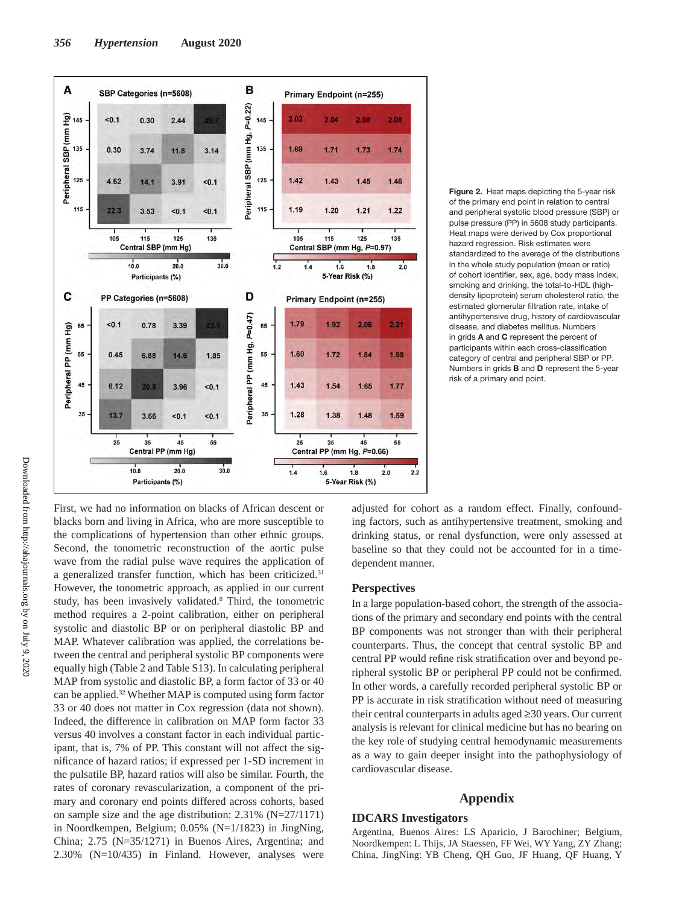Figure 2. Heat maps depicting the 5-year risk of the primary end point in relation to central and peripheral systolic blood pressure (SBP) or pulse pressure (PP) in 5608 study participants. Heat maps were derived by Cox proportional hazard regression. Risk estimates were standardized to the average of the distributions in the whole study population (mean or ratio) of cohort identifier, sex, age, body mass index, smoking and drinking, the total-to-HDL (high-density lipoprotein) serum cholesterol ratio, the estimated glomerular filtration rate, intake of antihypertensive drug, history of cardiovascular disease, and diabetes mellitus. Numbers in grids **A** and **C** represent the percent of participants within each cross-classification category of central and peripheral SBP or PP. Numbers in grids **B** and **D** represent the 5-year risk of a primary end point.

First, we had no information on blacks of African descent or blacks born and living in Africa, who are more susceptible to the complications of hypertension than other ethnic groups. Second, the tonometric reconstruction of the aortic pulse wave from the radial pulse wave requires the application of a generalized transfer function, which has been criticized.[31] However, the tonometric approach, as applied in our current study, has been invasively validated.[8] Third, the tonometric method requires a 2-point calibration, either on peripheral systolic and diastolic BP or on peripheral diastolic BP and MAP. Whatever calibration was applied, the correlations between the central and peripheral systolic BP components were equally high (Table 2 and Table S13). In calculating peripheral MAP from systolic and diastolic BP, a form factor of 33 or 40 can be applied.[32] Whether MAP is computed using form factor 33 or 40 does not matter in Cox regression (data not shown). Indeed, the difference in calibration on MAP form factor 33 versus 40 involves a constant factor in each individual participant, that is, 7% of PP. This constant will not affect the significance of hazard ratios; if expressed per 1-SD increment in the pulsatile BP, hazard ratios will also be similar. Fourth, the rates of coronary revascularization, a component of the primary and coronary end points differed across cohorts, based on sample size and the age distribution: 2.31% (N=27/1171) in Noordkempen, Belgium; 0.05% (N=1/1823) in JingNing, China; 2.75 (N=35/1271) in Buenos Aires, Argentina; and 2.30% (N=10/435) in Finland. However, analyses were adjusted for cohort as a random effect. Finally, confounding factors, such as antihypertensive treatment, smoking and drinking status, or renal dysfunction, were only assessed at baseline so that they could not be accounted for in a time-dependent manner.

## Perspectives

In a large population-based cohort, the strength of the associations of the primary and secondary end points with the central BP components was not stronger than with their peripheral counterparts. Thus, the concept that central systolic BP and central PP would refine risk stratification over and beyond peripheral systolic BP or peripheral PP could not be confirmed. In other words, a carefully recorded peripheral systolic BP or PP is accurate in risk stratification without need of measuring their central counterparts in adults aged ≥30 years. Our current analysis is relevant for clinical medicine but has no bearing on the key role of studying central hemodynamic measurements as a way to gain deeper insight into the pathophysiology of cardiovascular disease.

# Appendix

## IDCARS Investigators

Argentina, Buenos Aires: LS Aparicio, J Barochiner; Belgium, Noordkempen: L Thijs, JA Staessen, FF Wei, WY Yang, ZY Zhang; China, JingNing: YB Cheng, QH Guo, JF Huang, QF Huang, Y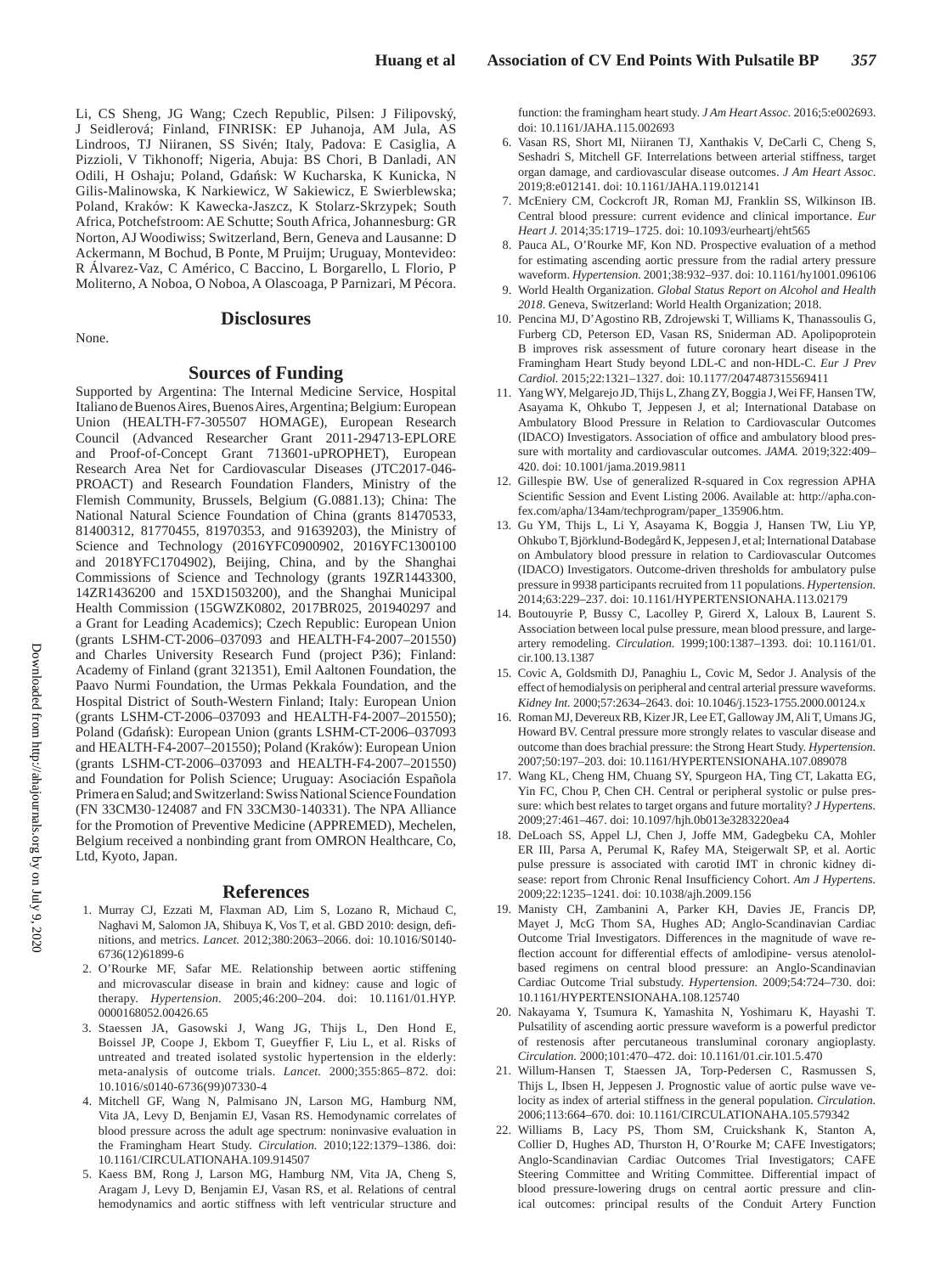Li, CS Sheng, JG Wang; Czech Republic, Pilsen: J Filipovský, J Seidlerová; Finland, FINRISK: EP Juhanoja, AM Jula, AS Lindroos, TJ Niiranen, SS Sivén; Italy, Padova: E Casiglia, A Pizzioli, V Tikhonoff; Nigeria, Abuja: BS Chori, B Danladi, AN Odili, H Oshaju; Poland, Gdańsk: W Kucharska, K Kunicka, N Gilis-Malinowska, K Narkiewicz, W Sakiewicz, E Swierblewska; Poland, Kraków: K Kawecka-Jaszcz, K Stolarz-Skrzypek; South Africa, Potchefstroom: AE Schutte; South Africa, Johannesburg: GR Norton, AJ Woodiwiss; Switzerland, Bern, Geneva and Lausanne: D Ackermann, M Bochud, B Ponte, M Pruijm; Uruguay, Montevideo: R Álvarez-Vaz, C Américo, C Baccino, L Borgarello, L Florio, P Moliterno, A Noboa, O Noboa, A Olascoaga, P Parnizari, M Pécora.

## Disclosures

None.

## Sources of Funding

Supported by Argentina: The Internal Medicine Service, Hospital Italiano de Buenos Aires, Buenos Aires, Argentina; Belgium: European Union (HEALTH-F7-305507 HOMAGE), European Research Council (Advanced Researcher Grant 2011-294713-EPLORE and Proof-of-Concept Grant 713601-uPROPHET), European Research Area Net for Cardiovascular Diseases (JTC2017-046-PROACT) and Research Foundation Flanders, Ministry of the Flemish Community, Brussels, Belgium (G.0881.13); China: The National Natural Science Foundation of China (grants 81470533, 81400312, 81770455, 81970353, and 91639203), the Ministry of Science and Technology (2016YFC0900902, 2016YFC1300100 and 2018YFC1704902), Beijing, China, and by the Shanghai Commissions of Science and Technology (grants 19ZR1443300, 14ZR1436200 and 15XD1503200), and the Shanghai Municipal Health Commission (15GWZK0802, 2017BR025, 201940297 and a Grant for Leading Academics); Czech Republic: European Union (grants LSHM-CT-2006–037093 and HEALTH-F4-2007–201550) and Charles University Research Fund (project P36); Finland: Academy of Finland (grant 321351), Emil Aaltonen Foundation, the Paavo Nurmi Foundation, the Urmas Pekkala Foundation, and the Hospital District of South-Western Finland; Italy: European Union (grants LSHM-CT-2006–037093 and HEALTH-F4-2007–201550); Poland (Gdańsk): European Union (grants LSHM-CT-2006–037093 and HEALTH-F4-2007–201550); Poland (Kraków): European Union (grants LSHM-CT-2006–037093 and HEALTH-F4-2007–201550) and Foundation for Polish Science; Uruguay: Asociación Española Primera en Salud; and Switzerland: Swiss National Science Foundation (FN 33CM30-124087 and FN 33CM30-140331). The NPA Alliance for the Promotion of Preventive Medicine (APPREMED), Mechelen, Belgium received a nonbinding grant from OMRON Healthcare, Co, Ltd, Kyoto, Japan.

## References

1. Murray CJ, Ezzati M, Flaxman AD, Lim S, Lozano R, Michaud C, Naghavi M, Salomon JA, Shibuya K, Vos T, et al. GBD 2010: design, definitions, and metrics. *Lancet.* 2012;380:2063–2066. doi: 10.1016/S0140-6736(12)61899-6
2. O'Rourke MF, Safar ME. Relationship between aortic stiffening and microvascular disease in brain and kidney: cause and logic of therapy. *Hypertension.* 2005;46:200–204. doi: 10.1161/01.HYP.0000168052.00426.65
3. Staessen JA, Gasowski J, Wang JG, Thijs L, Den Hond E, Boissel JP, Coope J, Ekbom T, Gueyffier F, Liu L, et al. Risks of untreated and treated isolated systolic hypertension in the elderly: meta-analysis of outcome trials. *Lancet.* 2000;355:865–872. doi: 10.1016/s0140-6736(99)07330-4
4. Mitchell GF, Wang N, Palmisano JN, Larson MG, Hamburg NM, Vita JA, Levy D, Benjamin EJ, Vasan RS. Hemodynamic correlates of blood pressure across the adult age spectrum: noninvasive evaluation in the Framingham Heart Study. *Circulation.* 2010;122:1379–1386. doi: 10.1161/CIRCULATIONAHA.109.914507
5. Kaess BM, Rong J, Larson MG, Hamburg NM, Vita JA, Cheng S, Aragam J, Levy D, Benjamin EJ, Vasan RS, et al. Relations of central hemodynamics and aortic stiffness with left ventricular structure and function: the framingham heart study. *J Am Heart Assoc.* 2016;5:e002693. doi: 10.1161/JAHA.115.002693
6. Vasan RS, Short MI, Niiranen TJ, Xanthakis V, DeCarli C, Cheng S, Seshadri S, Mitchell GF. Interrelations between arterial stiffness, target organ damage, and cardiovascular disease outcomes. *J Am Heart Assoc.* 2019;8:e012141. doi: 10.1161/JAHA.119.012141
7. McEniery CM, Cockcroft JR, Roman MJ, Franklin SS, Wilkinson IB. Central blood pressure: current evidence and clinical importance. *Eur Heart J.* 2014;35:1719–1725. doi: 10.1093/eurheartj/eht565
8. Pauca AL, O'Rourke MF, Kon ND. Prospective evaluation of a method for estimating ascending aortic pressure from the radial artery pressure waveform. *Hypertension.* 2001;38:932–937. doi: 10.1161/hy1001.096106
9. World Health Organization. *Global Status Report on Alcohol and Health 2018*. Geneva, Switzerland: World Health Organization; 2018.
10. Pencina MJ, D'Agostino RB, Zdrojewski T, Williams K, Thanassoulis G, Furberg CD, Peterson ED, Vasan RS, Sniderman AD. Apolipoprotein B improves risk assessment of future coronary heart disease in the Framingham Heart Study beyond LDL-C and non-HDL-C. *Eur J Prev Cardiol.* 2015;22:1321–1327. doi: 10.1177/2047487315569411
11. Yang WY, Melgarejo JD, Thijs L, Zhang ZY, Boggia J, Wei FF, Hansen TW, Asayama K, Ohkubo T, Jeppesen J, et al; International Database on Ambulatory Blood Pressure in Relation to Cardiovascular Outcomes (IDACO) Investigators. Association of office and ambulatory blood pressure with mortality and cardiovascular outcomes. *JAMA.* 2019;322:409–420. doi: 10.1001/jama.2019.9811
12. Gillespie BW. Use of generalized R-squared in Cox regression APHA Scientific Session and Event Listing 2006. Available at: http://apha.confex.com/apha/134am/techprogram/paper_135906.htm.
13. Gu YM, Thijs L, Li Y, Asayama K, Boggia J, Hansen TW, Liu YP, Ohkubo T, Björklund-Bodegård K, Jeppesen J, et al; International Database on Ambulatory blood pressure in relation to Cardiovascular Outcomes (IDACO) Investigators. Outcome-driven thresholds for ambulatory pulse pressure in 9938 participants recruited from 11 populations. *Hypertension.* 2014;63:229–237. doi: 10.1161/HYPERTENSIONAHA.113.02179
14. Boutouyrie P, Bussy C, Lacolley P, Girerd X, Laloux B, Laurent S. Association between local pulse pressure, mean blood pressure, and large-artery remodeling. *Circulation.* 1999;100:1387–1393. doi: 10.1161/01.cir.100.13.1387
15. Covic A, Goldsmith DJ, Panaghiu L, Covic M, Sedor J. Analysis of the effect of hemodialysis on peripheral and central arterial pressure waveforms. *Kidney Int.* 2000;57:2634–2643. doi: 10.1046/j.1523-1755.2000.00124.x
16. Roman MJ, Devereux RB, Kizer JR, Lee ET, Galloway JM, Ali T, Umans JG, Howard BV. Central pressure more strongly relates to vascular disease and outcome than does brachial pressure: the Strong Heart Study. *Hypertension.* 2007;50:197–203. doi: 10.1161/HYPERTENSIONAHA.107.089078
17. Wang KL, Cheng HM, Chuang SY, Spurgeon HA, Ting CT, Lakatta EG, Yin FC, Chou P, Chen CH. Central or peripheral systolic or pulse pressure: which best relates to target organs and future mortality? *J Hypertens.* 2009;27:461–467. doi: 10.1097/hjh.0b013e3283220ea4
18. DeLoach SS, Appel LJ, Chen J, Joffe MM, Gadegbeku CA, Mohler ER III, Parsa A, Perumal K, Rafey MA, Steigerwalt SP, et al. Aortic pulse pressure is associated with carotid IMT in chronic kidney disease: report from Chronic Renal Insufficiency Cohort. *Am J Hypertens.* 2009;22:1235–1241. doi: 10.1038/ajh.2009.156
19. Manisty CH, Zambanini A, Parker KH, Davies JE, Francis DP, Mayet J, McG Thom SA, Hughes AD; Anglo-Scandinavian Cardiac Outcome Trial Investigators. Differences in the magnitude of wave reflection account for differential effects of amlodipine- versus atenolol-based regimens on central blood pressure: an Anglo-Scandinavian Cardiac Outcome Trial substudy. *Hypertension.* 2009;54:724–730. doi: 10.1161/HYPERTENSIONAHA.108.125740
20. Nakayama Y, Tsumura K, Yamashita N, Yoshimaru K, Hayashi T. Pulsatility of ascending aortic pressure waveform is a powerful predictor of restenosis after percutaneous transluminal coronary angioplasty. *Circulation.* 2000;101:470–472. doi: 10.1161/01.cir.101.5.470
21. Willum-Hansen T, Staessen JA, Torp-Pedersen C, Rasmussen S, Thijs L, Ibsen H, Jeppesen J. Prognostic value of aortic pulse wave velocity as index of arterial stiffness in the general population. *Circulation.* 2006;113:664–670. doi: 10.1161/CIRCULATIONAHA.105.579342
22. Williams B, Lacy PS, Thom SM, Cruickshank K, Stanton A, Collier D, Hughes AD, Thurston H, O'Rourke M; CAFE Investigators; Anglo-Scandinavian Cardiac Outcomes Trial Investigators; CAFE Steering Committee and Writing Committee. Differential impact of blood pressure-lowering drugs on central aortic pressure and clinical outcomes: principal results of the Conduit Artery Function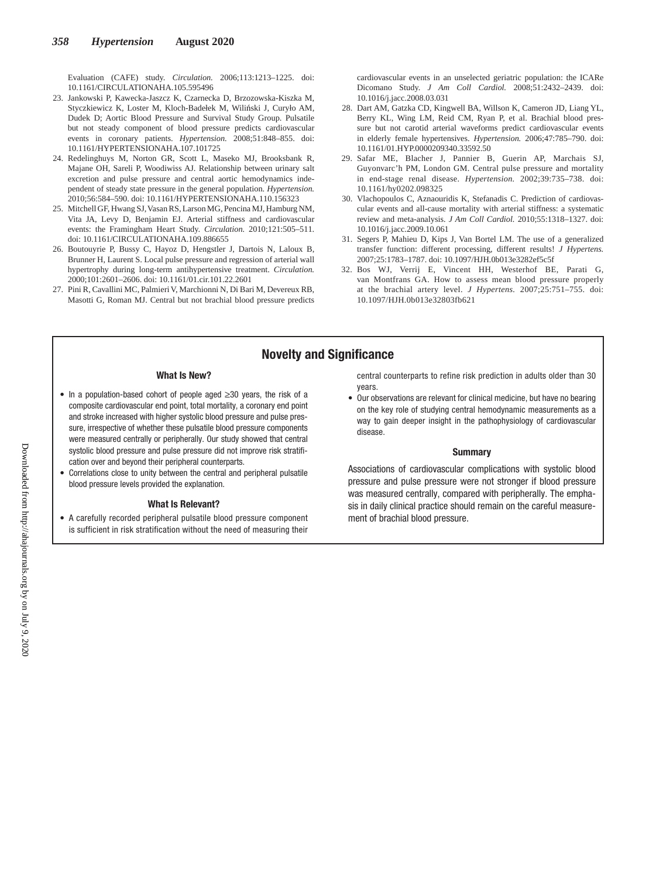Evaluation (CAFE) study. *Circulation.* 2006;113:1213–1225. doi: 10.1161/CIRCULATIONAHA.105.595496

23. Jankowski P, Kawecka-Jaszcz K, Czarnecka D, Brzozowska-Kiszka M, Styczkiewicz K, Loster M, Kloch-Badełek M, Wiliński J, Curyło AM, Dudek D; Aortic Blood Pressure and Survival Study Group. Pulsatile but not steady component of blood pressure predicts cardiovascular events in coronary patients. *Hypertension.* 2008;51:848–855. doi: 10.1161/HYPERTENSIONAHA.107.101725
24. Redelinghuys M, Norton GR, Scott L, Maseko MJ, Brooksbank R, Majane OH, Sareli P, Woodiwiss AJ. Relationship between urinary salt excretion and pulse pressure and central aortic hemodynamics independent of steady state pressure in the general population. *Hypertension.* 2010;56:584–590. doi: 10.1161/HYPERTENSIONAHA.110.156323
25. Mitchell GF, Hwang SJ, Vasan RS, Larson MG, Pencina MJ, Hamburg NM, Vita JA, Levy D, Benjamin EJ. Arterial stiffness and cardiovascular events: the Framingham Heart Study. *Circulation.* 2010;121:505–511. doi: 10.1161/CIRCULATIONAHA.109.886655
26. Boutouyrie P, Bussy C, Hayoz D, Hengstler J, Dartois N, Laloux B, Brunner H, Laurent S. Local pulse pressure and regression of arterial wall hypertrophy during long-term antihypertensive treatment. *Circulation.* 2000;101:2601–2606. doi: 10.1161/01.cir.101.22.2601
27. Pini R, Cavallini MC, Palmieri V, Marchionni N, Di Bari M, Devereux RB, Masotti G, Roman MJ. Central but not brachial blood pressure predicts cardiovascular events in an unselected geriatric population: the ICARe Dicomano Study. *J Am Coll Cardiol.* 2008;51:2432–2439. doi: 10.1016/j.jacc.2008.03.031
28. Dart AM, Gatzka CD, Kingwell BA, Willson K, Cameron JD, Liang YL, Berry KL, Wing LM, Reid CM, Ryan P, et al. Brachial blood pressure but not carotid arterial waveforms predict cardiovascular events in elderly female hypertensives. *Hypertension.* 2006;47:785–790. doi: 10.1161/01.HYP.0000209340.33592.50
29. Safar ME, Blacher J, Pannier B, Guerin AP, Marchais SJ, Guyonvarc'h PM, London GM. Central pulse pressure and mortality in end-stage renal disease. *Hypertension.* 2002;39:735–738. doi: 10.1161/hy0202.098325
30. Vlachopoulos C, Aznaouridis K, Stefanadis C. Prediction of cardiovascular events and all-cause mortality with arterial stiffness: a systematic review and meta-analysis. *J Am Coll Cardiol.* 2010;55:1318–1327. doi: 10.1016/j.jacc.2009.10.061
31. Segers P, Mahieu D, Kips J, Van Bortel LM. The use of a generalized transfer function: different processing, different results! *J Hypertens.* 2007;25:1783–1787. doi: 10.1097/HJH.0b013e3282ef5c5f
32. Bos WJ, Verrij E, Vincent HH, Westerhof BE, Parati G, van Montfrans GA. How to assess mean blood pressure properly at the brachial artery level. *J Hypertens.* 2007;25:751–755. doi: 10.1097/HJH.0b013e32803fb621

## Novelty and Significance

### What Is New?

- In a population-based cohort of people aged ≥30 years, the risk of a composite cardiovascular end point, total mortality, a coronary end point and stroke increased with higher systolic blood pressure and pulse pressure, irrespective of whether these pulsatile blood pressure components were measured centrally or peripherally. Our study showed that central systolic blood pressure and pulse pressure did not improve risk stratification over and beyond their peripheral counterparts.
- Correlations close to unity between the central and peripheral pulsatile blood pressure levels provided the explanation.

### What Is Relevant?

- A carefully recorded peripheral pulsatile blood pressure component is sufficient in risk stratification without the need of measuring their central counterparts to refine risk prediction in adults older than 30 years.
- Our observations are relevant for clinical medicine, but have no bearing on the key role of studying central hemodynamic measurements as a way to gain deeper insight in the pathophysiology of cardiovascular disease.

### Summary

Associations of cardiovascular complications with systolic blood pressure and pulse pressure were not stronger if blood pressure was measured centrally, compared with peripherally. The emphasis in daily clinical practice should remain on the careful measurement of brachial blood pressure.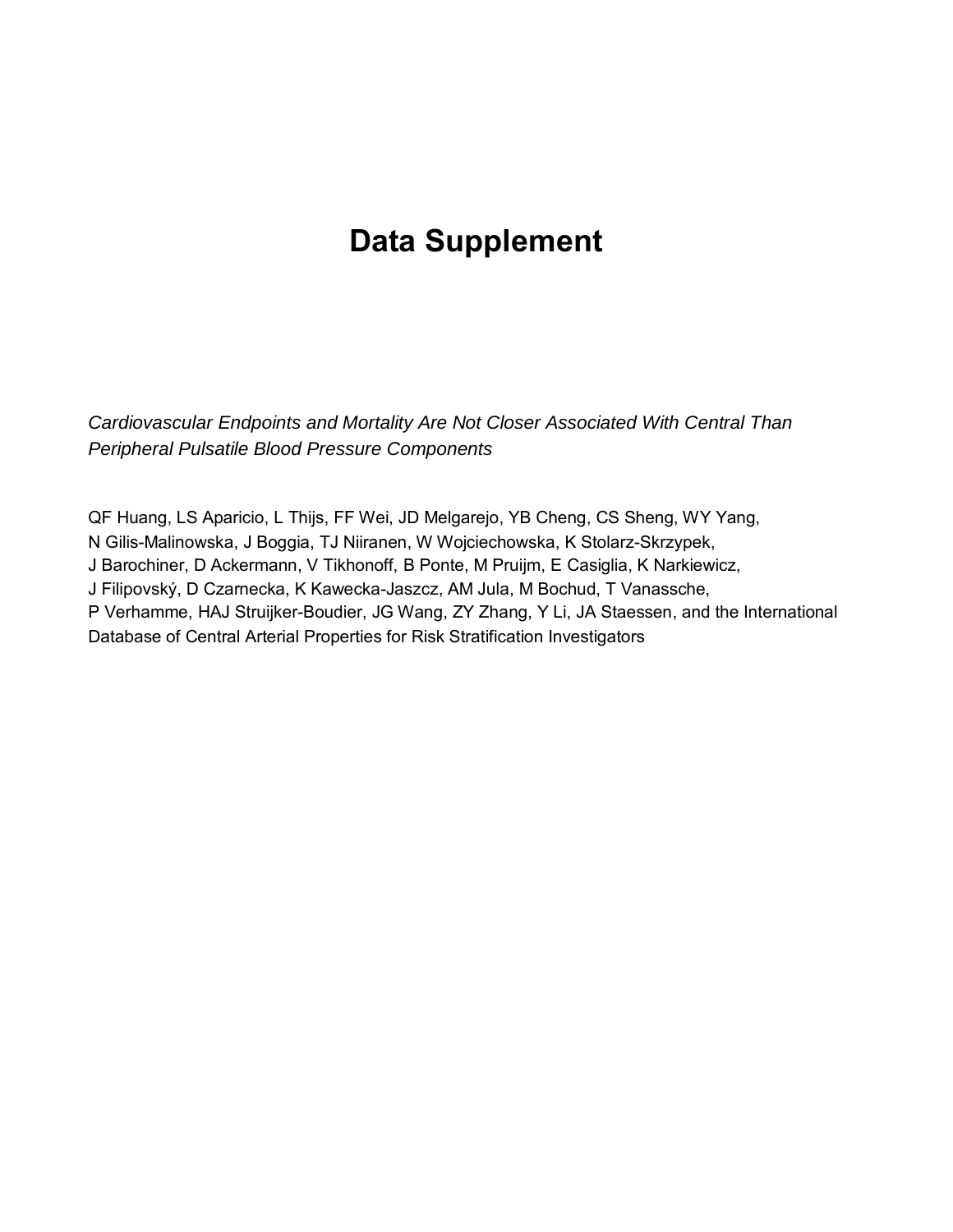# Data Supplement

*Cardiovascular Endpoints and Mortality Are Not Closer Associated With Central Than Peripheral Pulsatile Blood Pressure Components*

QF Huang, LS Aparicio, L Thijs, FF Wei, JD Melgarejo, YB Cheng, CS Sheng, WY Yang, N Gilis-Malinowska, J Boggia, TJ Niiranen, W Wojciechowska, K Stolarz-Skrzypek, J Barochiner, D Ackermann, V Tikhonoff, B Ponte, M Pruijm, E Casiglia, K Narkiewicz, J Filipovský, D Czarnecka, K Kawecka-Jaszcz, AM Jula, M Bochud, T Vanassche, P Verhamme, HAJ Struijker-Boudier, JG Wang, ZY Zhang, Y Li, JA Staessen, and the International Database of Central Arterial Properties for Risk Stratification Investigators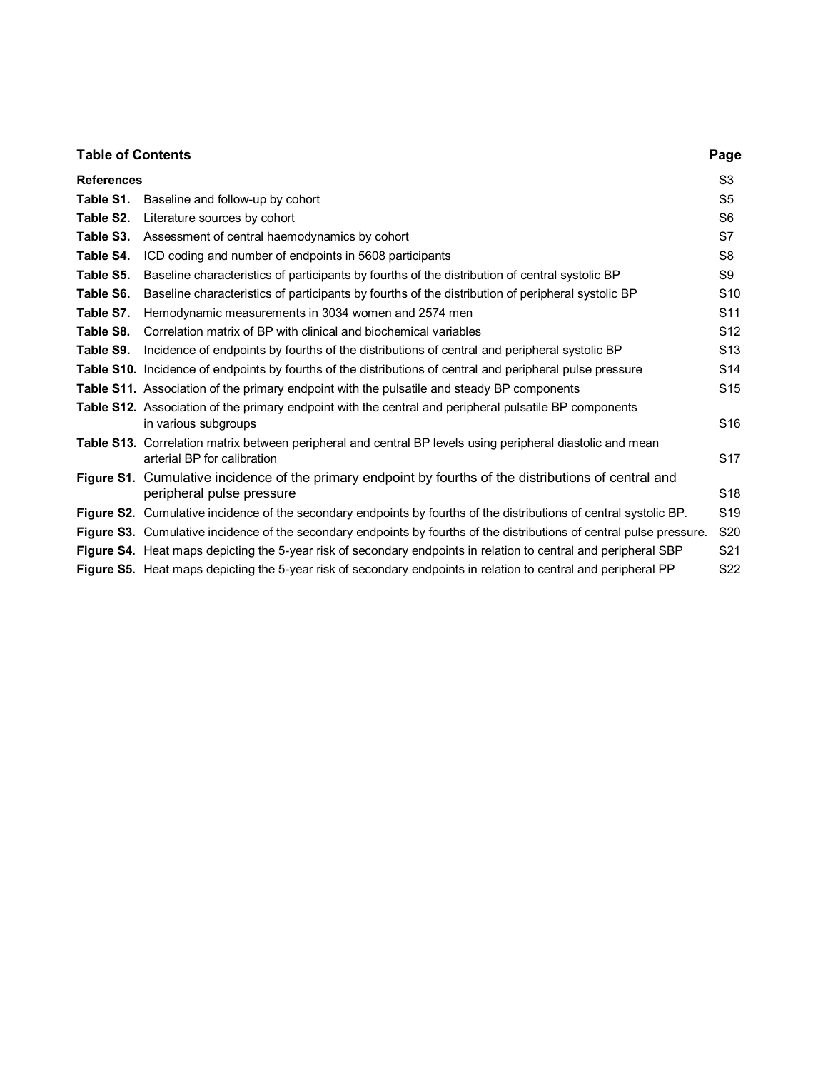| **Table of Contents** | | **Page** |
|---|---|---|
| **References** | | S3 |
| **Table S1.** | Baseline and follow-up by cohort | S5 |
| **Table S2.** | Literature sources by cohort | S6 |
| **Table S3.** | Assessment of central haemodynamics by cohort | S7 |
| **Table S4.** | ICD coding and number of endpoints in 5608 participants | S8 |
| **Table S5.** | Baseline characteristics of participants by fourths of the distribution of central systolic BP | S9 |
| **Table S6.** | Baseline characteristics of participants by fourths of the distribution of peripheral systolic BP | S10 |
| **Table S7.** | Hemodynamic measurements in 3034 women and 2574 men | S11 |
| **Table S8.** | Correlation matrix of BP with clinical and biochemical variables | S12 |
| **Table S9.** | Incidence of endpoints by fourths of the distributions of central and peripheral systolic BP | S13 |
| **Table S10.** | Incidence of endpoints by fourths of the distributions of central and peripheral pulse pressure | S14 |
| **Table S11.** | Association of the primary endpoint with the pulsatile and steady BP components | S15 |
| **Table S12.** | Association of the primary endpoint with the central and peripheral pulsatile BP components in various subgroups | S16 |
| **Table S13.** | Correlation matrix between peripheral and central BP levels using peripheral diastolic and mean arterial BP for calibration | S17 |
| **Figure S1.** | Cumulative incidence of the primary endpoint by fourths of the distributions of central and peripheral pulse pressure | S18 |
| **Figure S2.** | Cumulative incidence of the secondary endpoints by fourths of the distributions of central systolic BP. | S19 |
| **Figure S3.** | Cumulative incidence of the secondary endpoints by fourths of the distributions of central pulse pressure. | S20 |
| **Figure S4.** | Heat maps depicting the 5-year risk of secondary endpoints in relation to central and peripheral SBP | S21 |
| **Figure S5.** | Heat maps depicting the 5-year risk of secondary endpoints in relation to central and peripheral PP | S22 |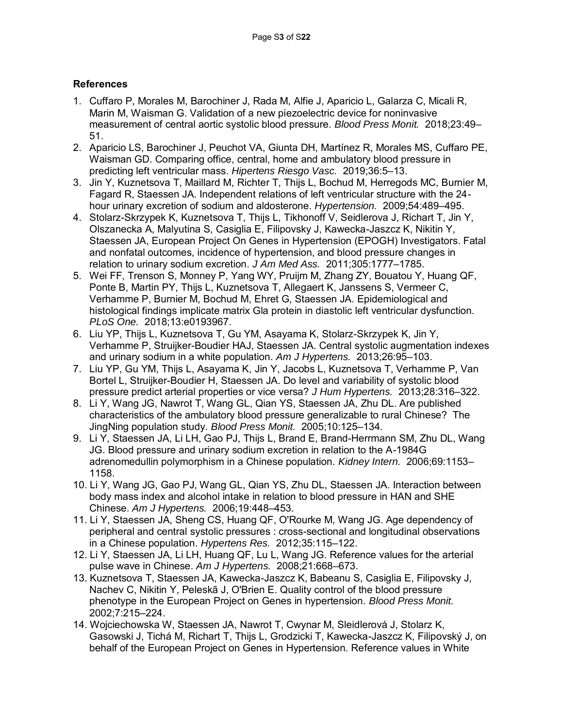**References**

1. Cuffaro P, Morales M, Barochiner J, Rada M, Alfie J, Aparicio L, Galarza C, Micali R, Marin M, Waisman G. Validation of a new piezoelectric device for noninvasive measurement of central aortic systolic blood pressure. *Blood Press Monit.* 2018;23:49–51.
2. Aparicio LS, Barochiner J, Peuchot VA, Giunta DH, Martínez R, Morales MS, Cuffaro PE, Waisman GD. Comparing office, central, home and ambulatory blood pressure in predicting left ventricular mass. *Hipertens Riesgo Vasc.* 2019;36:5–13.
3. Jin Y, Kuznetsova T, Maillard M, Richter T, Thijs L, Bochud M, Herregods MC, Burnier M, Fagard R, Staessen JA. Independent relations of left ventricular structure with the 24-hour urinary excretion of sodium and aldosterone. *Hypertension.* 2009;54:489–495.
4. Stolarz-Skrzypek K, Kuznetsova T, Thijs L, Tikhonoff V, Seidlerova J, Richart T, Jin Y, Olszanecka A, Malyutina S, Casiglia E, Filipovsky J, Kawecka-Jaszcz K, Nikitin Y, Staessen JA, European Project On Genes in Hypertension (EPOGH) Investigators. Fatal and nonfatal outcomes, incidence of hypertension, and blood pressure changes in relation to urinary sodium excretion. *J Am Med Ass.* 2011;305:1777–1785.
5. Wei FF, Trenson S, Monney P, Yang WY, Pruijm M, Zhang ZY, Bouatou Y, Huang QF, Ponte B, Martin PY, Thijs L, Kuznetsova T, Allegaert K, Janssens S, Vermeer C, Verhamme P, Burnier M, Bochud M, Ehret G, Staessen JA. Epidemiological and histological findings implicate matrix Gla protein in diastolic left ventricular dysfunction. *PLoS One.* 2018;13:e0193967.
6. Liu YP, Thijs L, Kuznetsova T, Gu YM, Asayama K, Stolarz-Skrzypek K, Jin Y, Verhamme P, Struijker-Boudier HAJ, Staessen JA. Central systolic augmentation indexes and urinary sodium in a white population. *Am J Hypertens.* 2013;26:95–103.
7. Liu YP, Gu YM, Thijs L, Asayama K, Jin Y, Jacobs L, Kuznetsova T, Verhamme P, Van Bortel L, Struijker-Boudier H, Staessen JA. Do level and variability of systolic blood pressure predict arterial properties or vice versa? *J Hum Hypertens.* 2013;28:316–322.
8. Li Y, Wang JG, Nawrot T, Wang GL, Qian YS, Staessen JA, Zhu DL. Are published characteristics of the ambulatory blood pressure generalizable to rural Chinese? The JingNing population study. *Blood Press Monit.* 2005;10:125–134.
9. Li Y, Staessen JA, Li LH, Gao PJ, Thijs L, Brand E, Brand-Herrmann SM, Zhu DL, Wang JG. Blood pressure and urinary sodium excretion in relation to the A-1984G adrenomedullin polymorphism in a Chinese population. *Kidney Intern.* 2006;69:1153–1158.
10. Li Y, Wang JG, Gao PJ, Wang GL, Qian YS, Zhu DL, Staessen JA. Interaction between body mass index and alcohol intake in relation to blood pressure in HAN and SHE Chinese. *Am J Hypertens.* 2006;19:448–453.
11. Li Y, Staessen JA, Sheng CS, Huang QF, O'Rourke M, Wang JG. Age dependency of peripheral and central systolic pressures : cross-sectional and longitudinal observations in a Chinese population. *Hypertens Res.* 2012;35:115–122.
12. Li Y, Staessen JA, Li LH, Huang QF, Lu L, Wang JG. Reference values for the arterial pulse wave in Chinese. *Am J Hypertens.* 2008;21:668–673.
13. Kuznetsova T, Staessen JA, Kawecka-Jaszcz K, Babeanu S, Casiglia E, Filipovsky J, Nachev C, Nikitin Y, Peleskã J, O'Brien E. Quality control of the blood pressure phenotype in the European Project on Genes in hypertension. *Blood Press Monit.* 2002;7:215–224.
14. Wojciechowska W, Staessen JA, Nawrot T, Cwynar M, Sleidlerová J, Stolarz K, Gasowski J, Tichá M, Richart T, Thijs L, Grodzicki T, Kawecka-Jaszcz K, Filipovský J, on behalf of the European Project on Genes in Hypertension. Reference values in White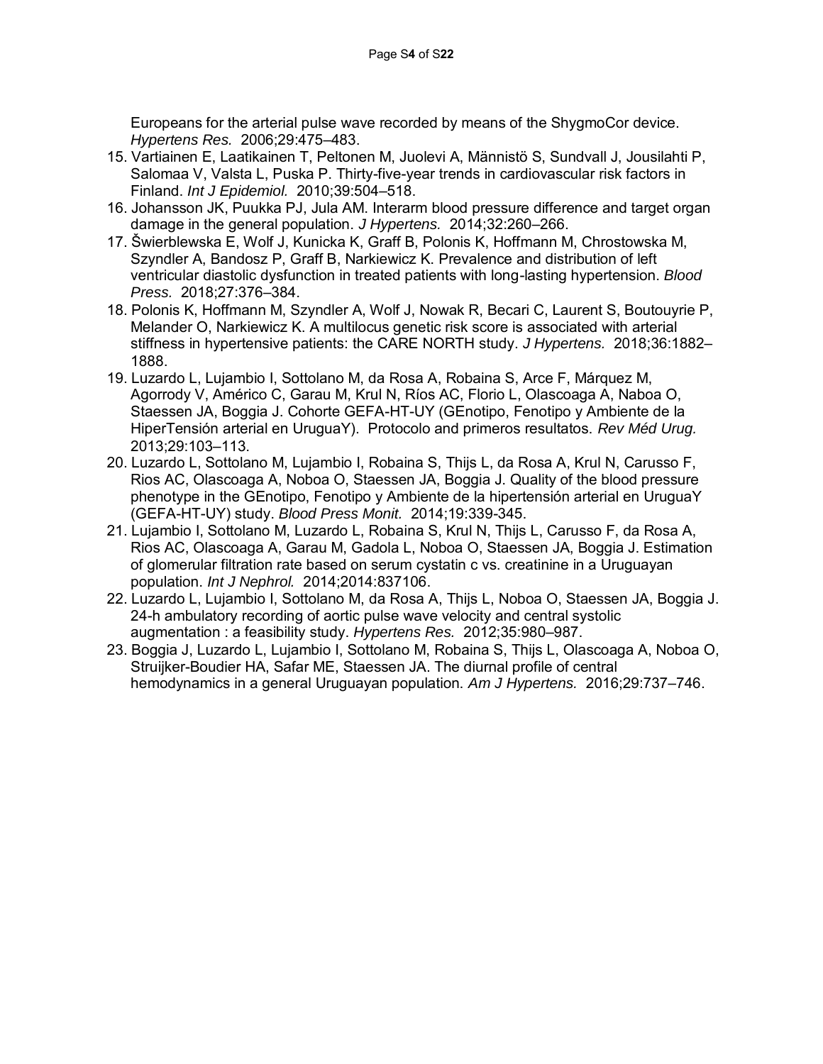Europeans for the arterial pulse wave recorded by means of the ShygmoCor device. *Hypertens Res.* 2006;29:475–483.

15. Vartiainen E, Laatikainen T, Peltonen M, Juolevi A, Männistö S, Sundvall J, Jousilahti P, Salomaa V, Valsta L, Puska P. Thirty-five-year trends in cardiovascular risk factors in Finland. *Int J Epidemiol.* 2010;39:504–518.
16. Johansson JK, Puukka PJ, Jula AM. Interarm blood pressure difference and target organ damage in the general population. *J Hypertens.* 2014;32:260–266.
17. Świerblewska E, Wolf J, Kunicka K, Graff B, Polonis K, Hoffmann M, Chrostowska M, Szyndler A, Bandosz P, Graff B, Narkiewicz K. Prevalence and distribution of left ventricular diastolic dysfunction in treated patients with long-lasting hypertension. *Blood Press.* 2018;27:376–384.
18. Polonis K, Hoffmann M, Szyndler A, Wolf J, Nowak R, Becari C, Laurent S, Boutouyrie P, Melander O, Narkiewicz K. A multilocus genetic risk score is associated with arterial stiffness in hypertensive patients: the CARE NORTH study. *J Hypertens.* 2018;36:1882–1888.
19. Luzardo L, Lujambio I, Sottolano M, da Rosa A, Robaina S, Arce F, Márquez M, Agorrody V, Américo C, Garau M, Krul N, Ríos AC, Florio L, Olascoaga A, Naboa O, Staessen JA, Boggia J. Cohorte GEFA-HT-UY (GEnotipo, Fenotipo y Ambiente de la HiperTensión arterial en UruguaY). Protocolo and primeros resultatos. *Rev Méd Urug.* 2013;29:103–113.
20. Luzardo L, Sottolano M, Lujambio I, Robaina S, Thijs L, da Rosa A, Krul N, Carusso F, Rios AC, Olascoaga A, Noboa O, Staessen JA, Boggia J. Quality of the blood pressure phenotype in the GEnotipo, Fenotipo y Ambiente de la hipertensión arterial en UruguaY (GEFA-HT-UY) study. *Blood Press Monit.* 2014;19:339-345.
21. Lujambio I, Sottolano M, Luzardo L, Robaina S, Krul N, Thijs L, Carusso F, da Rosa A, Rios AC, Olascoaga A, Garau M, Gadola L, Noboa O, Staessen JA, Boggia J. Estimation of glomerular filtration rate based on serum cystatin c vs. creatinine in a Uruguayan population. *Int J Nephrol.* 2014;2014:837106.
22. Luzardo L, Lujambio I, Sottolano M, da Rosa A, Thijs L, Noboa O, Staessen JA, Boggia J. 24-h ambulatory recording of aortic pulse wave velocity and central systolic augmentation : a feasibility study. *Hypertens Res.* 2012;35:980–987.
23. Boggia J, Luzardo L, Lujambio I, Sottolano M, Robaina S, Thijs L, Olascoaga A, Noboa O, Struijker-Boudier HA, Safar ME, Staessen JA. The diurnal profile of central hemodynamics in a general Uruguayan population. *Am J Hypertens.* 2016;29:737–746.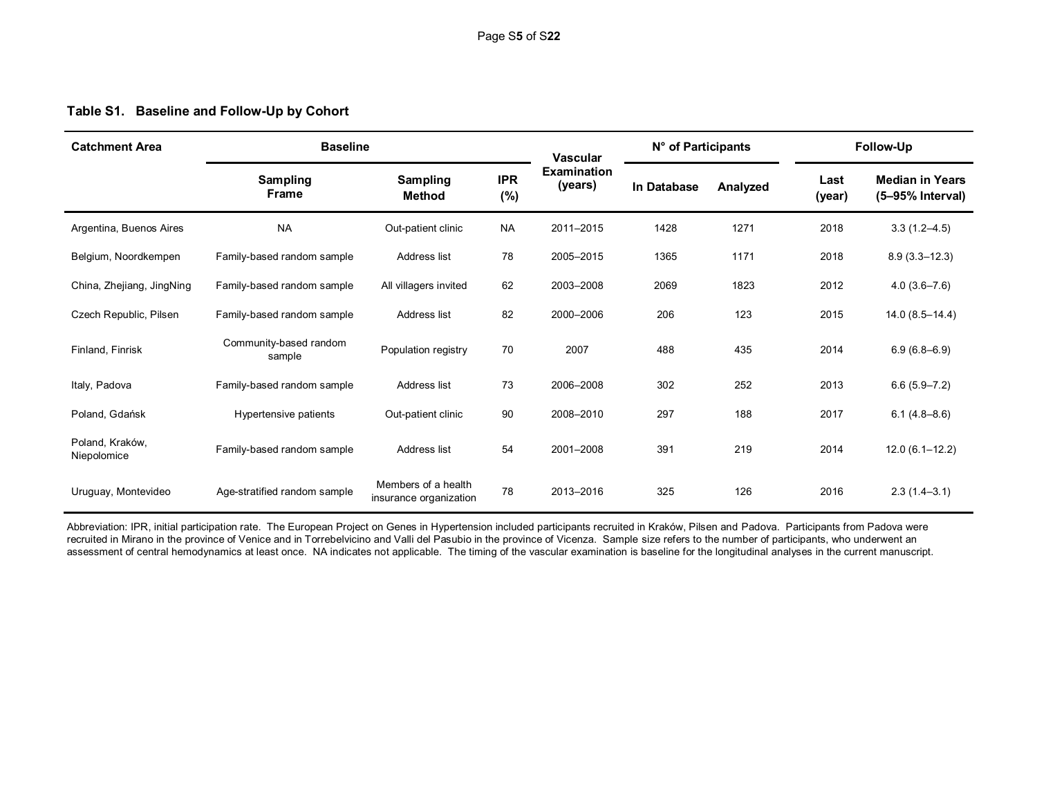**Table S1. Baseline and Follow-Up by Cohort**

| Catchment Area | Baseline | | | Vascular Examination (years) | N° of Participants | | Follow-Up | |
|---|---|---|---|---|---|---|---|---|
| | Sampling Frame | Sampling Method | IPR (%) | | In Database | Analyzed | Last (year) | Median in Years (5–95% Interval) |
| Argentina, Buenos Aires | NA | Out-patient clinic | NA | 2011–2015 | 1428 | 1271 | 2018 | 3.3 (1.2–4.5) |
| Belgium, Noordkempen | Family-based random sample | Address list | 78 | 2005–2015 | 1365 | 1171 | 2018 | 8.9 (3.3–12.3) |
| China, Zhejiang, JingNing | Family-based random sample | All villagers invited | 62 | 2003–2008 | 2069 | 1823 | 2012 | 4.0 (3.6–7.6) |
| Czech Republic, Pilsen | Family-based random sample | Address list | 82 | 2000–2006 | 206 | 123 | 2015 | 14.0 (8.5–14.4) |
| Finland, Finrisk | Community-based random sample | Population registry | 70 | 2007 | 488 | 435 | 2014 | 6.9 (6.8–6.9) |
| Italy, Padova | Family-based random sample | Address list | 73 | 2006–2008 | 302 | 252 | 2013 | 6.6 (5.9–7.2) |
| Poland, Gdańsk | Hypertensive patients | Out-patient clinic | 90 | 2008–2010 | 297 | 188 | 2017 | 6.1 (4.8–8.6) |
| Poland, Kraków, Niepolomice | Family-based random sample | Address list | 54 | 2001–2008 | 391 | 219 | 2014 | 12.0 (6.1–12.2) |
| Uruguay, Montevideo | Age-stratified random sample | Members of a health insurance organization | 78 | 2013–2016 | 325 | 126 | 2016 | 2.3 (1.4–3.1) |

Abbreviation: IPR, initial participation rate. The European Project on Genes in Hypertension included participants recruited in Kraków, Pilsen and Padova. Participants from Padova were recruited in Mirano in the province of Venice and in Torrebelvicino and Valli del Pasubio in the province of Vicenza. Sample size refers to the number of participants, who underwent an assessment of central hemodynamics at least once. NA indicates not applicable. The timing of the vascular examination is baseline for the longitudinal analyses in the current manuscript.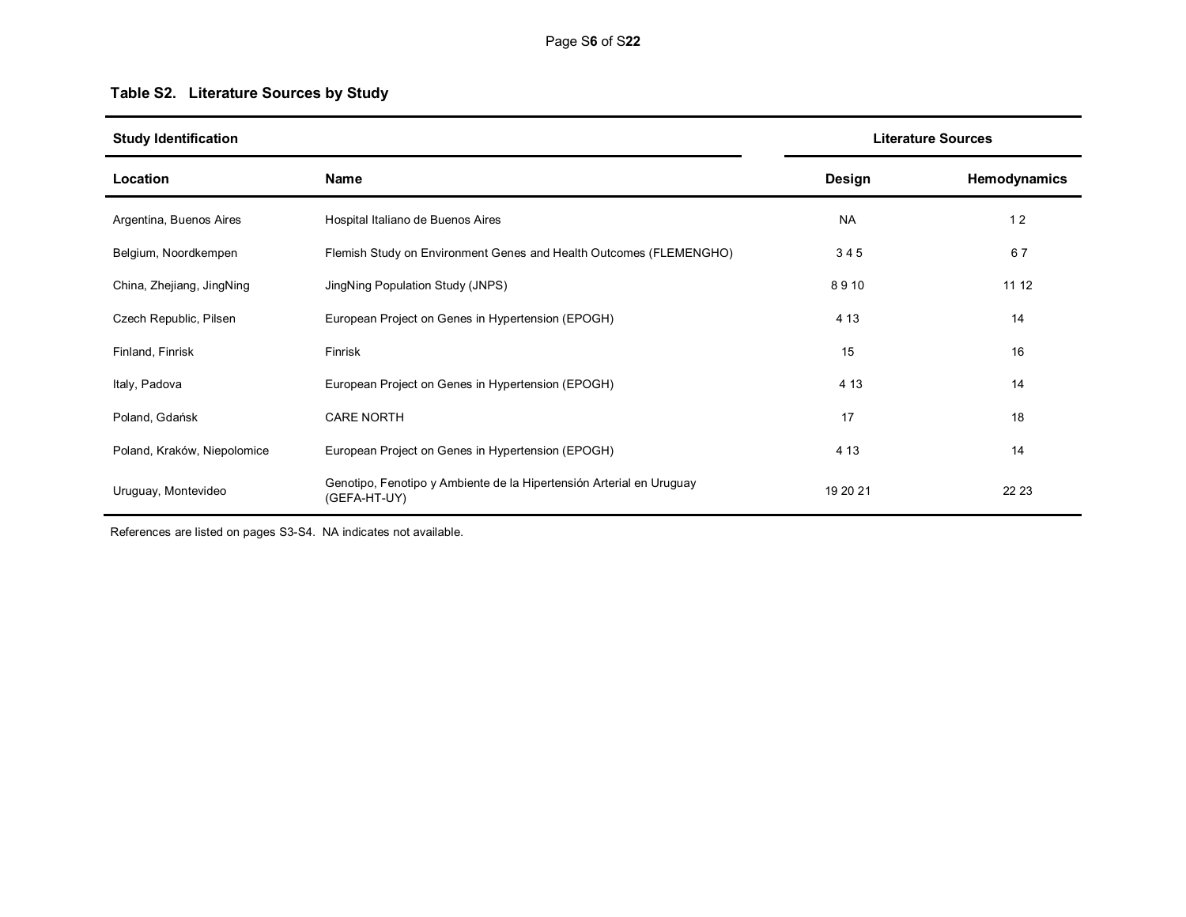**Table S2. Literature Sources by Study**

| Study Identification | | Literature Sources | |
|---|---|---|---|
| **Location** | **Name** | **Design** | **Hemodynamics** |
| Argentina, Buenos Aires | Hospital Italiano de Buenos Aires | NA | 1 2 |
| Belgium, Noordkempen | Flemish Study on Environment Genes and Health Outcomes (FLEMENGHO) | 3 4 5 | 6 7 |
| China, Zhejiang, JingNing | JingNing Population Study (JNPS) | 8 9 10 | 11 12 |
| Czech Republic, Pilsen | European Project on Genes in Hypertension (EPOGH) | 4 13 | 14 |
| Finland, Finrisk | Finrisk | 15 | 16 |
| Italy, Padova | European Project on Genes in Hypertension (EPOGH) | 4 13 | 14 |
| Poland, Gdańsk | CARE NORTH | 17 | 18 |
| Poland, Kraków, Niepolomice | European Project on Genes in Hypertension (EPOGH) | 4 13 | 14 |
| Uruguay, Montevideo | Genotipo, Fenotipo y Ambiente de la Hipertensión Arterial en Uruguay (GEFA-HT-UY) | 19 20 21 | 22 23 |

References are listed on pages S3-S4. NA indicates not available.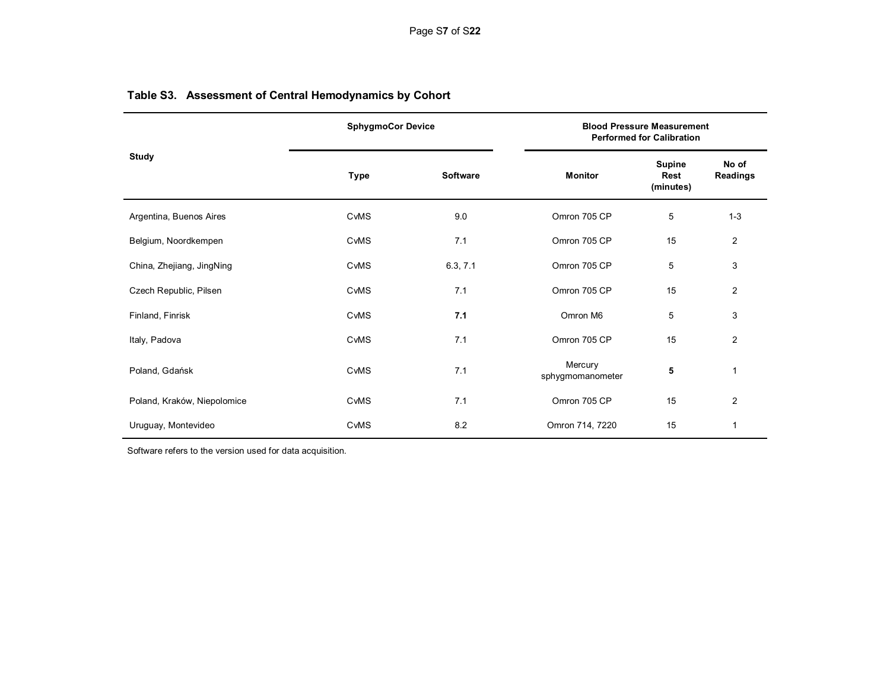## Table S3. Assessment of Central Hemodynamics by Cohort

| Study | SphygmoCor Device | | Blood Pressure Measurement Performed for Calibration | | |
|---|---|---|---|---|---|
| | Type | Software | Monitor | Supine Rest (minutes) | No of Readings |
| Argentina, Buenos Aires | CvMS | 9.0 | Omron 705 CP | 5 | 1-3 |
| Belgium, Noordkempen | CvMS | 7.1 | Omron 705 CP | 15 | 2 |
| China, Zhejiang, JingNing | CvMS | 6.3, 7.1 | Omron 705 CP | 5 | 3 |
| Czech Republic, Pilsen | CvMS | 7.1 | Omron 705 CP | 15 | 2 |
| Finland, Finrisk | CvMS | **7.1** | Omron M6 | 5 | 3 |
| Italy, Padova | CvMS | 7.1 | Omron 705 CP | 15 | 2 |
| Poland, Gdańsk | CvMS | 7.1 | Mercury sphygmomanometer | **5** | 1 |
| Poland, Kraków, Niepolomice | CvMS | 7.1 | Omron 705 CP | 15 | 2 |
| Uruguay, Montevideo | CvMS | 8.2 | Omron 714, 7220 | 15 | 1 |

Software refers to the version used for data acquisition.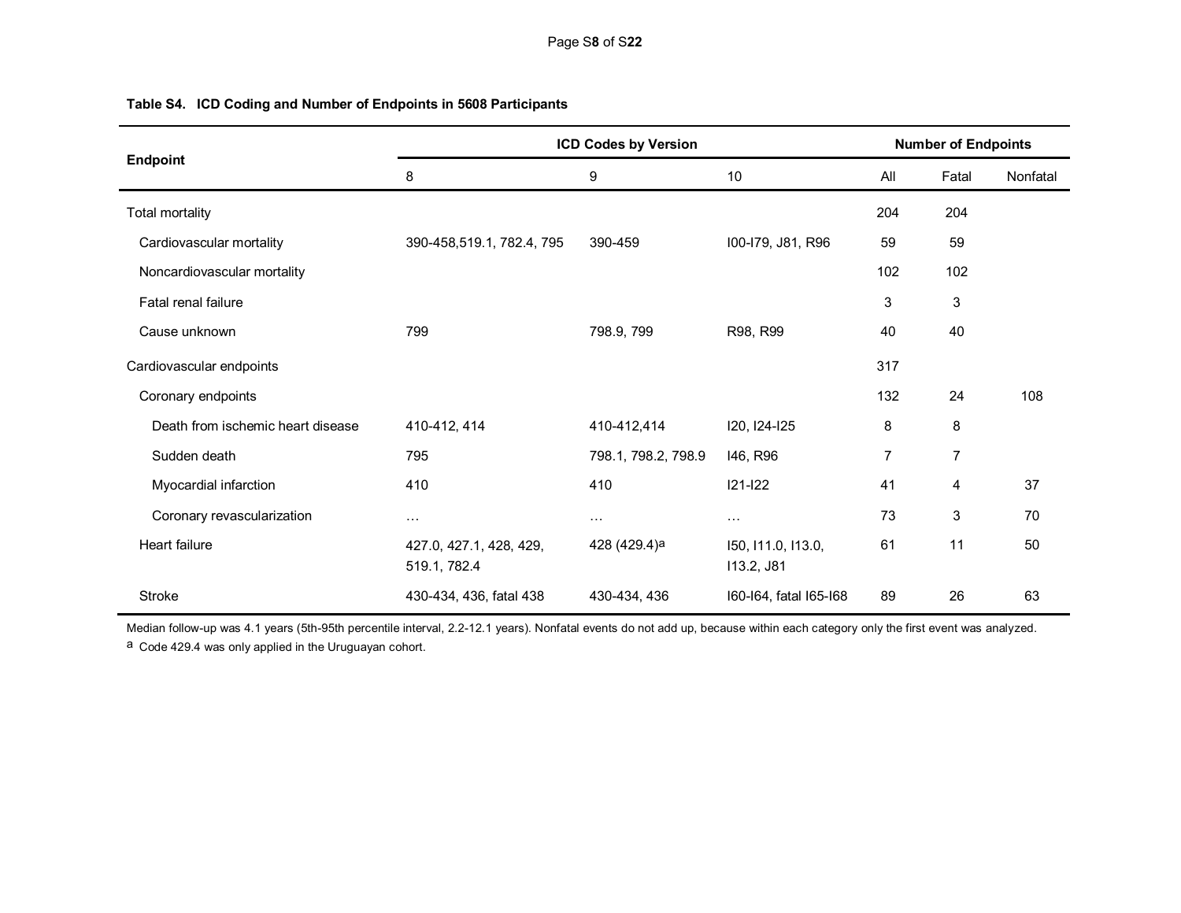**Table S4. ICD Coding and Number of Endpoints in 5608 Participants**

| Endpoint | ICD Codes by Version | | | Number of Endpoints | | |
|---|---|---|---|---|---|---|
| | 8 | 9 | 10 | All | Fatal | Nonfatal |
| Total mortality | | | | 204 | 204 | |
| Cardiovascular mortality | 390-458,519.1, 782.4, 795 | 390-459 | I00-I79, J81, R96 | 59 | 59 | |
| Noncardiovascular mortality | | | | 102 | 102 | |
| Fatal renal failure | | | | 3 | 3 | |
| Cause unknown | 799 | 798.9, 799 | R98, R99 | 40 | 40 | |
| Cardiovascular endpoints | | | | 317 | | |
| Coronary endpoints | | | | 132 | 24 | 108 |
| Death from ischemic heart disease | 410-412, 414 | 410-412,414 | I20, I24-I25 | 8 | 8 | |
| Sudden death | 795 | 798.1, 798.2, 798.9 | I46, R96 | 7 | 7 | |
| Myocardial infarction | 410 | 410 | I21-I22 | 41 | 4 | 37 |
| Coronary revascularization | … | … | … | 73 | 3 | 70 |
| Heart failure | 427.0, 427.1, 428, 429, 519.1, 782.4 | 428 (429.4)[a] | I50, I11.0, I13.0, I13.2, J81 | 61 | 11 | 50 |
| Stroke | 430-434, 436, fatal 438 | 430-434, 436 | I60-I64, fatal I65-I68 | 89 | 26 | 63 |

Median follow-up was 4.1 years (5th-95th percentile interval, 2.2-12.1 years). Nonfatal events do not add up, because within each category only the first event was analyzed.

[a] Code 429.4 was only applied in the Uruguayan cohort.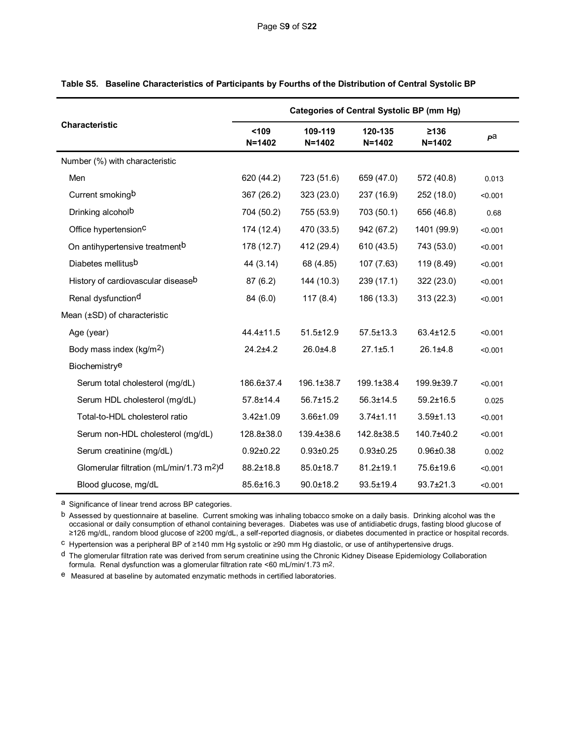**Table S5. Baseline Characteristics of Participants by Fourths of the Distribution of Central Systolic BP**

| Characteristic | Categories of Central Systolic BP (mm Hg) | | | | |
|---|---|---|---|---|---|
| | <109 N=1402 | 109-119 N=1402 | 120-135 N=1402 | ≥136 N=1402 | $P$[a] |
| Number (%) with characteristic | | | | | |
| Men | 620 (44.2) | 723 (51.6) | 659 (47.0) | 572 (40.8) | 0.013 |
| Current smoking[b] | 367 (26.2) | 323 (23.0) | 237 (16.9) | 252 (18.0) | <0.001 |
| Drinking alcohol[b] | 704 (50.2) | 755 (53.9) | 703 (50.1) | 656 (46.8) | 0.68 |
| Office hypertension[c] | 174 (12.4) | 470 (33.5) | 942 (67.2) | 1401 (99.9) | <0.001 |
| On antihypertensive treatment[b] | 178 (12.7) | 412 (29.4) | 610 (43.5) | 743 (53.0) | <0.001 |
| Diabetes mellitus[b] | 44 (3.14) | 68 (4.85) | 107 (7.63) | 119 (8.49) | <0.001 |
| History of cardiovascular disease[b] | 87 (6.2) | 144 (10.3) | 239 (17.1) | 322 (23.0) | <0.001 |
| Renal dysfunction[d] | 84 (6.0) | 117 (8.4) | 186 (13.3) | 313 (22.3) | <0.001 |
| Mean (±SD) of characteristic | | | | | |
| Age (year) | 44.4±11.5 | 51.5±12.9 | 57.5±13.3 | 63.4±12.5 | <0.001 |
| Body mass index (kg/m$^2$) | 24.2±4.2 | 26.0±4.8 | 27.1±5.1 | 26.1±4.8 | <0.001 |
| Biochemistry[e] | | | | | |
| Serum total cholesterol (mg/dL) | 186.6±37.4 | 196.1±38.7 | 199.1±38.4 | 199.9±39.7 | <0.001 |
| Serum HDL cholesterol (mg/dL) | 57.8±14.4 | 56.7±15.2 | 56.3±14.5 | 59.2±16.5 | 0.025 |
| Total-to-HDL cholesterol ratio | 3.42±1.09 | 3.66±1.09 | 3.74±1.11 | 3.59±1.13 | <0.001 |
| Serum non-HDL cholesterol (mg/dL) | 128.8±38.0 | 139.4±38.6 | 142.8±38.5 | 140.7±40.2 | <0.001 |
| Serum creatinine (mg/dL) | 0.92±0.22 | 0.93±0.25 | 0.93±0.25 | 0.96±0.38 | 0.002 |
| Glomerular filtration (mL/min/1.73 m$^2$)[d] | 88.2±18.8 | 85.0±18.7 | 81.2±19.1 | 75.6±19.6 | <0.001 |
| Blood glucose, mg/dL | 85.6±16.3 | 90.0±18.2 | 93.5±19.4 | 93.7±21.3 | <0.001 |

[a] Significance of linear trend across BP categories.

[b] Assessed by questionnaire at baseline. Current smoking was inhaling tobacco smoke on a daily basis. Drinking alcohol was the occasional or daily consumption of ethanol containing beverages. Diabetes was use of antidiabetic drugs, fasting blood glucose of ≥126 mg/dL, random blood glucose of ≥200 mg/dL, a self-reported diagnosis, or diabetes documented in practice or hospital records.

[c] Hypertension was a peripheral BP of ≥140 mm Hg systolic or ≥90 mm Hg diastolic, or use of antihypertensive drugs.

[d] The glomerular filtration rate was derived from serum creatinine using the Chronic Kidney Disease Epidemiology Collaboration formula. Renal dysfunction was a glomerular filtration rate <60 mL/min/1.73 m$^2$.

[e] Measured at baseline by automated enzymatic methods in certified laboratories.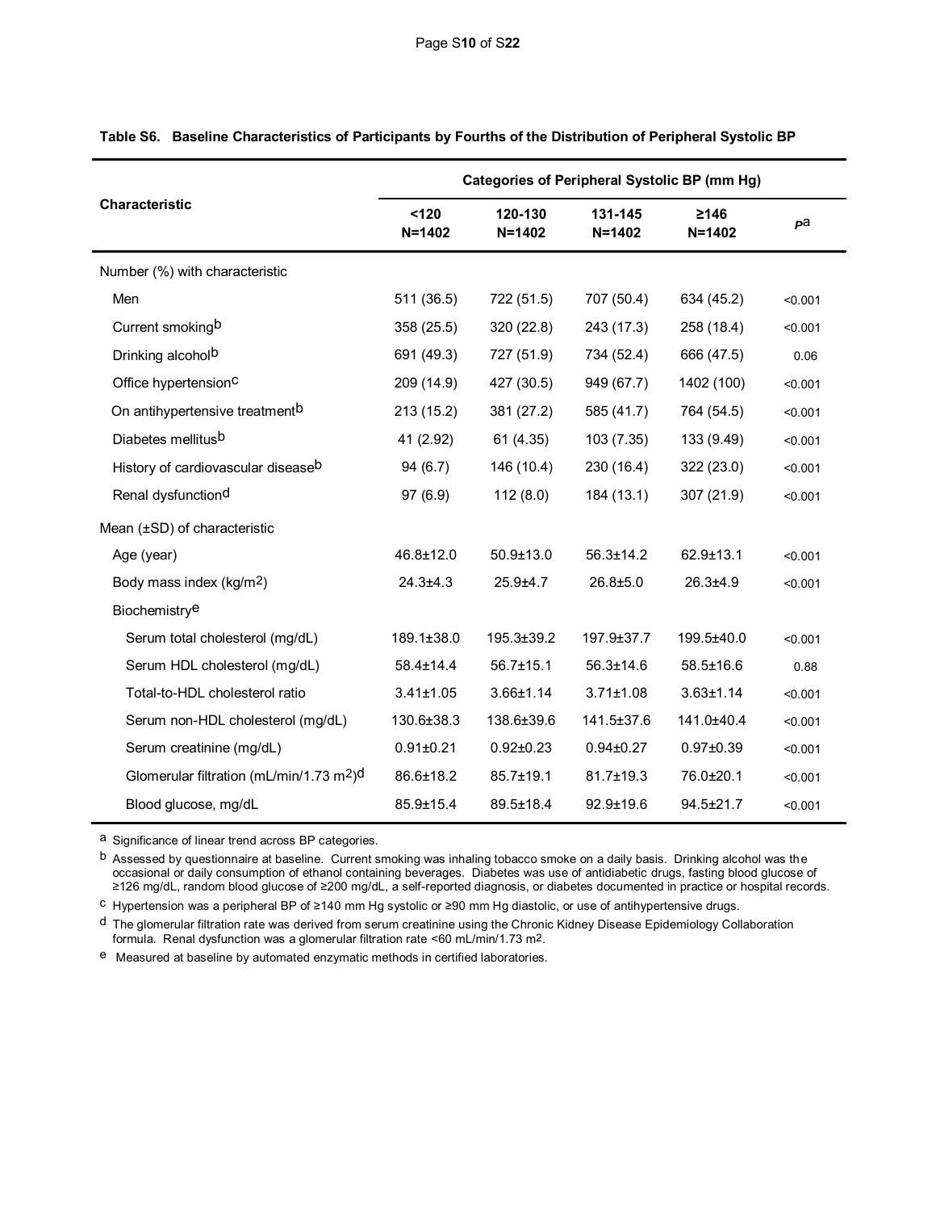**Table S6. Baseline Characteristics of Participants by Fourths of the Distribution of Peripheral Systolic BP**

| Characteristic | Categories of Peripheral Systolic BP (mm Hg) | | | | |
|---|---|---|---|---|---|
| | <120 N=1402 | 120-130 N=1402 | 131-145 N=1402 | ≥146 N=1402 | $P$[a] |
| Number (%) with characteristic | | | | | |
| Men | 511 (36.5) | 722 (51.5) | 707 (50.4) | 634 (45.2) | <0.001 |
| Current smoking[b] | 358 (25.5) | 320 (22.8) | 243 (17.3) | 258 (18.4) | <0.001 |
| Drinking alcohol[b] | 691 (49.3) | 727 (51.9) | 734 (52.4) | 666 (47.5) | 0.06 |
| Office hypertension[c] | 209 (14.9) | 427 (30.5) | 949 (67.7) | 1402 (100) | <0.001 |
| On antihypertensive treatment[b] | 213 (15.2) | 381 (27.2) | 585 (41.7) | 764 (54.5) | <0.001 |
| Diabetes mellitus[b] | 41 (2.92) | 61 (4.35) | 103 (7.35) | 133 (9.49) | <0.001 |
| History of cardiovascular disease[b] | 94 (6.7) | 146 (10.4) | 230 (16.4) | 322 (23.0) | <0.001 |
| Renal dysfunction[d] | 97 (6.9) | 112 (8.0) | 184 (13.1) | 307 (21.9) | <0.001 |
| Mean (±SD) of characteristic | | | | | |
| Age (year) | 46.8±12.0 | 50.9±13.0 | 56.3±14.2 | 62.9±13.1 | <0.001 |
| Body mass index (kg/m$^2$) | 24.3±4.3 | 25.9±4.7 | 26.8±5.0 | 26.3±4.9 | <0.001 |
| Biochemistry[e] | | | | | |
| Serum total cholesterol (mg/dL) | 189.1±38.0 | 195.3±39.2 | 197.9±37.7 | 199.5±40.0 | <0.001 |
| Serum HDL cholesterol (mg/dL) | 58.4±14.4 | 56.7±15.1 | 56.3±14.6 | 58.5±16.6 | 0.88 |
| Total-to-HDL cholesterol ratio | 3.41±1.05 | 3.66±1.14 | 3.71±1.08 | 3.63±1.14 | <0.001 |
| Serum non-HDL cholesterol (mg/dL) | 130.6±38.3 | 138.6±39.6 | 141.5±37.6 | 141.0±40.4 | <0.001 |
| Serum creatinine (mg/dL) | 0.91±0.21 | 0.92±0.23 | 0.94±0.27 | 0.97±0.39 | <0.001 |
| Glomerular filtration (mL/min/1.73 m$^2$)[d] | 86.6±18.2 | 85.7±19.1 | 81.7±19.3 | 76.0±20.1 | <0.001 |
| Blood glucose, mg/dL | 85.9±15.4 | 89.5±18.4 | 92.9±19.6 | 94.5±21.7 | <0.001 |

[a] Significance of linear trend across BP categories.

[b] Assessed by questionnaire at baseline. Current smoking was inhaling tobacco smoke on a daily basis. Drinking alcohol was the occasional or daily consumption of ethanol containing beverages. Diabetes was use of antidiabetic drugs, fasting blood glucose of ≥126 mg/dL, random blood glucose of ≥200 mg/dL, a self-reported diagnosis, or diabetes documented in practice or hospital records.

[c] Hypertension was a peripheral BP of ≥140 mm Hg systolic or ≥90 mm Hg diastolic, or use of antihypertensive drugs.

[d] The glomerular filtration rate was derived from serum creatinine using the Chronic Kidney Disease Epidemiology Collaboration formula. Renal dysfunction was a glomerular filtration rate <60 mL/min/1.73 m$^2$.

[e] Measured at baseline by automated enzymatic methods in certified laboratories.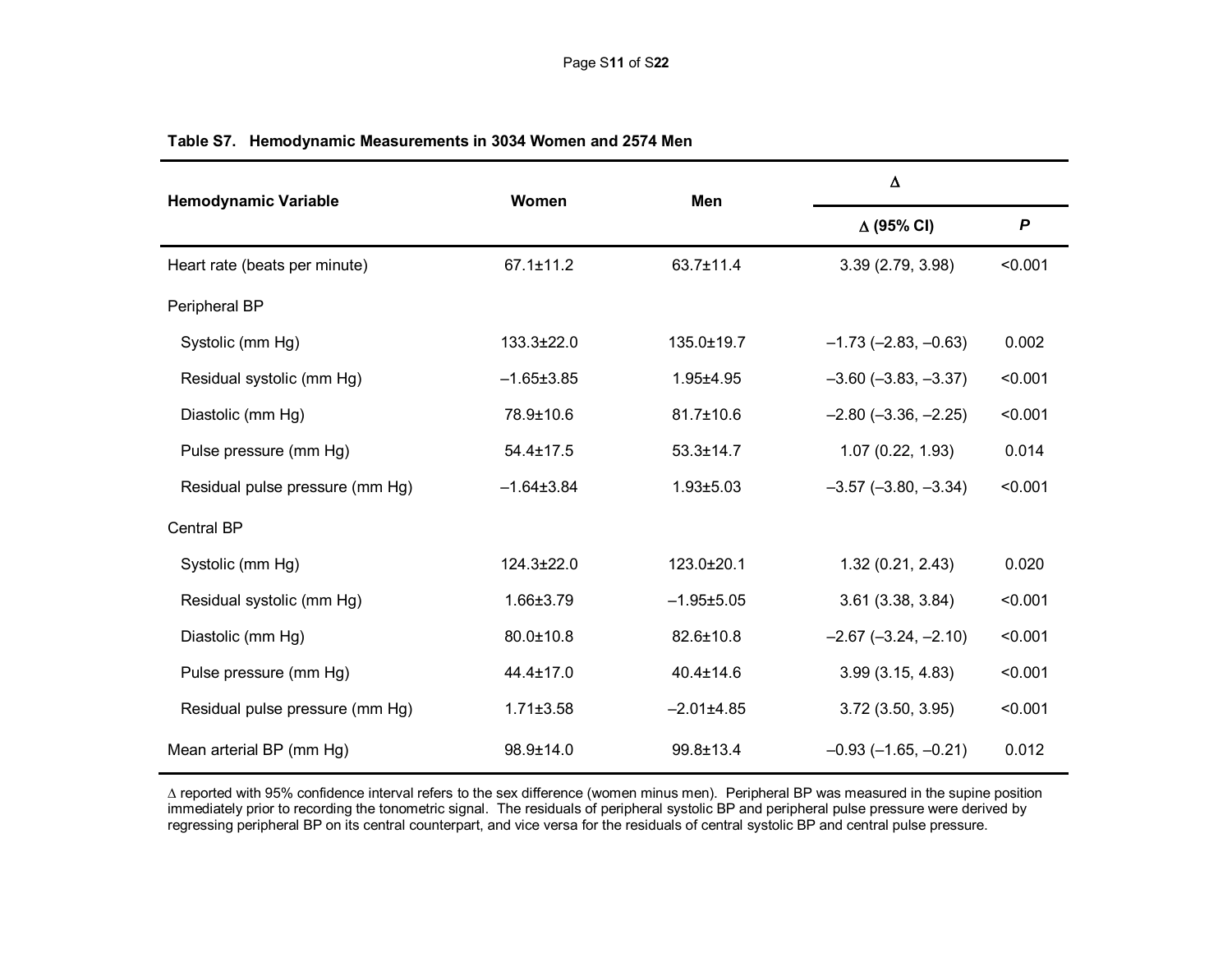**Table S7. Hemodynamic Measurements in 3034 Women and 2574 Men**

| Hemodynamic Variable | Women | Men | Δ | |
|---|---|---|---|---|
| | | | Δ (95% CI) | *P* |
| Heart rate (beats per minute) | 67.1±11.2 | 63.7±11.4 | 3.39 (2.79, 3.98) | <0.001 |
| Peripheral BP | | | | |
| Systolic (mm Hg) | 133.3±22.0 | 135.0±19.7 | –1.73 (–2.83, –0.63) | 0.002 |
| Residual systolic (mm Hg) | –1.65±3.85 | 1.95±4.95 | –3.60 (–3.83, –3.37) | <0.001 |
| Diastolic (mm Hg) | 78.9±10.6 | 81.7±10.6 | –2.80 (–3.36, –2.25) | <0.001 |
| Pulse pressure (mm Hg) | 54.4±17.5 | 53.3±14.7 | 1.07 (0.22, 1.93) | 0.014 |
| Residual pulse pressure (mm Hg) | –1.64±3.84 | 1.93±5.03 | –3.57 (–3.80, –3.34) | <0.001 |
| Central BP | | | | |
| Systolic (mm Hg) | 124.3±22.0 | 123.0±20.1 | 1.32 (0.21, 2.43) | 0.020 |
| Residual systolic (mm Hg) | 1.66±3.79 | –1.95±5.05 | 3.61 (3.38, 3.84) | <0.001 |
| Diastolic (mm Hg) | 80.0±10.8 | 82.6±10.8 | –2.67 (–3.24, –2.10) | <0.001 |
| Pulse pressure (mm Hg) | 44.4±17.0 | 40.4±14.6 | 3.99 (3.15, 4.83) | <0.001 |
| Residual pulse pressure (mm Hg) | 1.71±3.58 | –2.01±4.85 | 3.72 (3.50, 3.95) | <0.001 |
| Mean arterial BP (mm Hg) | 98.9±14.0 | 99.8±13.4 | –0.93 (–1.65, –0.21) | 0.012 |

Δ reported with 95% confidence interval refers to the sex difference (women minus men). Peripheral BP was measured in the supine position immediately prior to recording the tonometric signal. The residuals of peripheral systolic BP and peripheral pulse pressure were derived by regressing peripheral BP on its central counterpart, and vice versa for the residuals of central systolic BP and central pulse pressure.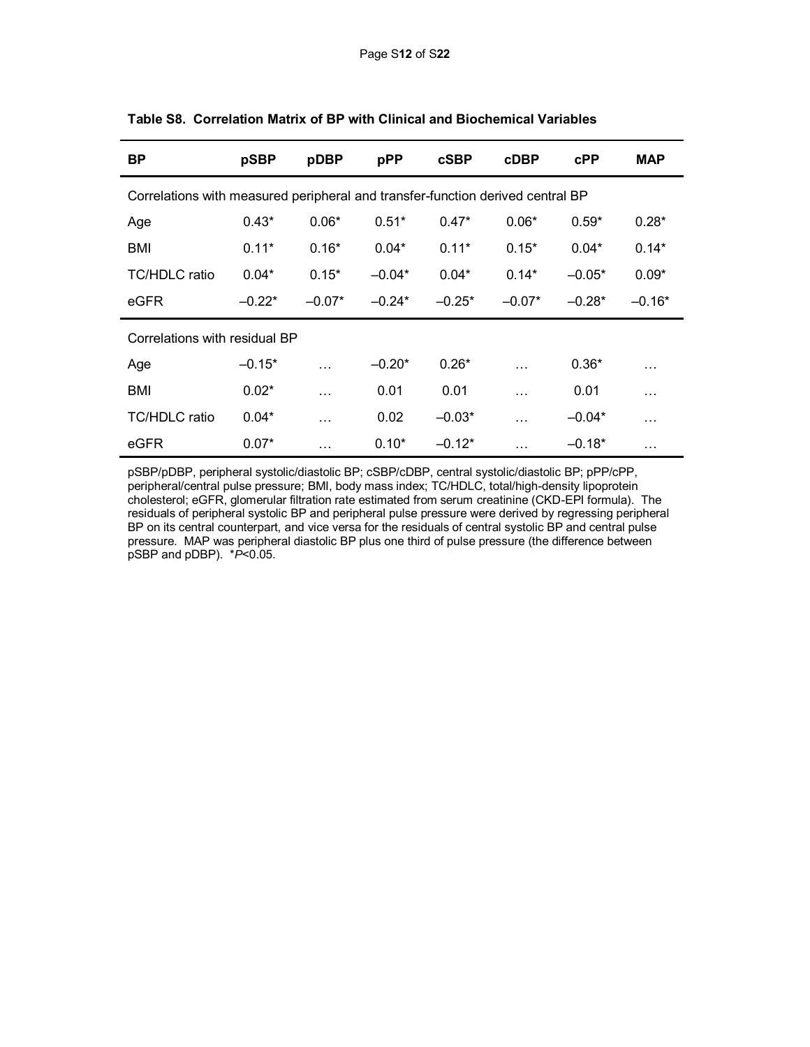**Table S8. Correlation Matrix of BP with Clinical and Biochemical Variables**

| BP | pSBP | pDBP | pPP | cSBP | cDBP | cPP | MAP |
|---|---|---|---|---|---|---|---|
| Correlations with measured peripheral and transfer-function derived central BP | | | | | | | |
| Age | 0.43* | 0.06* | 0.51* | 0.47* | 0.06* | 0.59* | 0.28* |
| BMI | 0.11* | 0.16* | 0.04* | 0.11* | 0.15* | 0.04* | 0.14* |
| TC/HDLC ratio | 0.04* | 0.15* | –0.04* | 0.04* | 0.14* | –0.05* | 0.09* |
| eGFR | –0.22* | –0.07* | –0.24* | –0.25* | –0.07* | –0.28* | –0.16* |
| Correlations with residual BP | | | | | | | |
| Age | –0.15* | … | –0.20* | 0.26* | … | 0.36* | … |
| BMI | 0.02* | … | 0.01 | 0.01 | … | 0.01 | … |
| TC/HDLC ratio | 0.04* | … | 0.02 | –0.03* | … | –0.04* | … |
| eGFR | 0.07* | … | 0.10* | –0.12* | … | –0.18* | … |

pSBP/pDBP, peripheral systolic/diastolic BP; cSBP/cDBP, central systolic/diastolic BP; pPP/cPP, peripheral/central pulse pressure; BMI, body mass index; TC/HDLC, total/high-density lipoprotein cholesterol; eGFR, glomerular filtration rate estimated from serum creatinine (CKD-EPI formula). The residuals of peripheral systolic BP and peripheral pulse pressure were derived by regressing peripheral BP on its central counterpart, and vice versa for the residuals of central systolic BP and central pulse pressure. MAP was peripheral diastolic BP plus one third of pulse pressure (the difference between pSBP and pDBP). *$P$<0.05.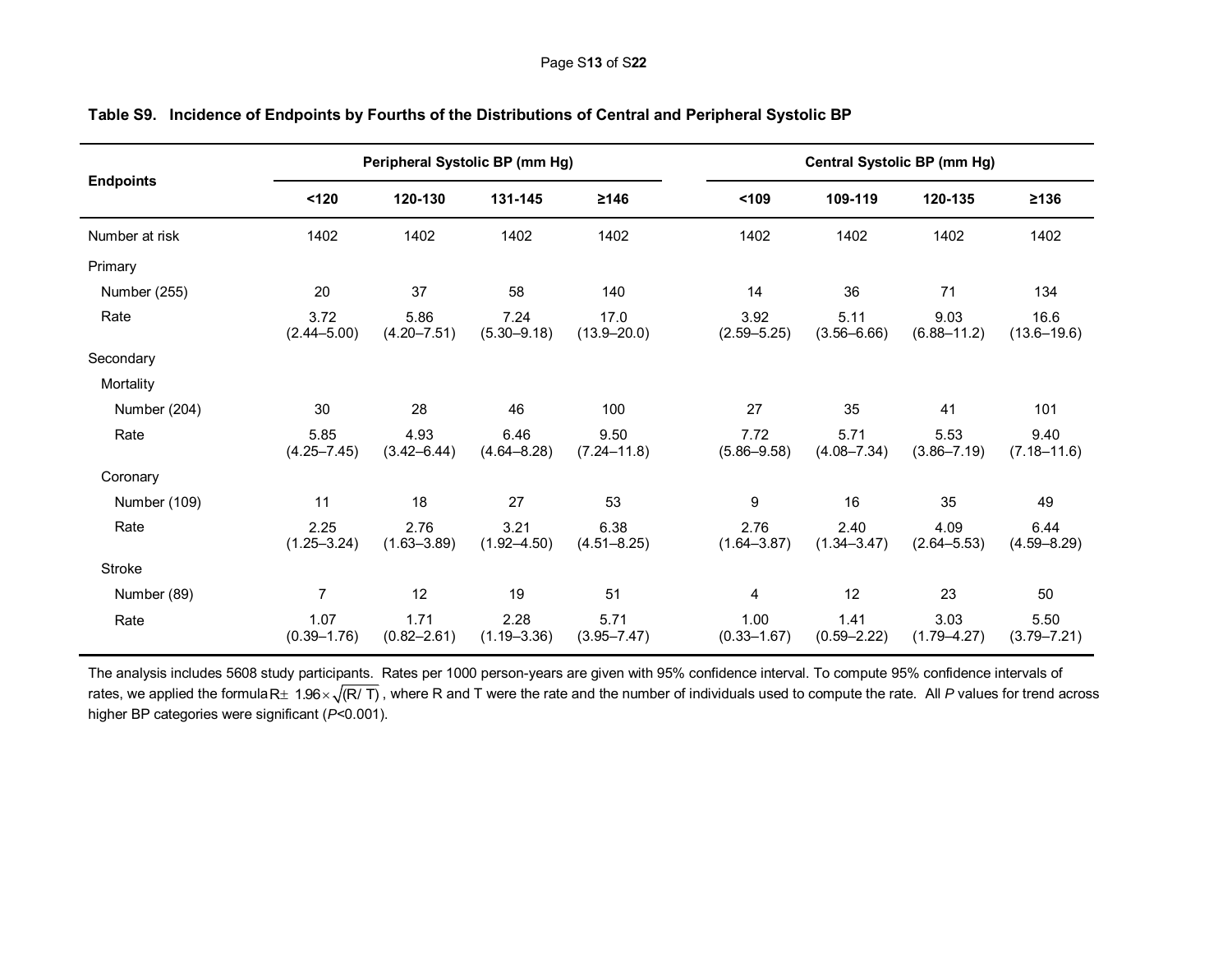**Table S9. Incidence of Endpoints by Fourths of the Distributions of Central and Peripheral Systolic BP**

| Endpoints | Peripheral Systolic BP (mm Hg) | | | | Central Systolic BP (mm Hg) | | | |
|---|---|---|---|---|---|---|---|---|
| | <120 | 120-130 | 131-145 | ≥146 | <109 | 109-119 | 120-135 | ≥136 |
| Number at risk | 1402 | 1402 | 1402 | 1402 | 1402 | 1402 | 1402 | 1402 |
| Primary | | | | | | | | |
| Number (255) | 20 | 37 | 58 | 140 | 14 | 36 | 71 | 134 |
| Rate | 3.72 (2.44–5.00) | 5.86 (4.20–7.51) | 7.24 (5.30–9.18) | 17.0 (13.9–20.0) | 3.92 (2.59–5.25) | 5.11 (3.56–6.66) | 9.03 (6.88–11.2) | 16.6 (13.6–19.6) |
| Secondary | | | | | | | | |
| Mortality | | | | | | | | |
| Number (204) | 30 | 28 | 46 | 100 | 27 | 35 | 41 | 101 |
| Rate | 5.85 (4.25–7.45) | 4.93 (3.42–6.44) | 6.46 (4.64–8.28) | 9.50 (7.24–11.8) | 7.72 (5.86–9.58) | 5.71 (4.08–7.34) | 5.53 (3.86–7.19) | 9.40 (7.18–11.6) |
| Coronary | | | | | | | | |
| Number (109) | 11 | 18 | 27 | 53 | 9 | 16 | 35 | 49 |
| Rate | 2.25 (1.25–3.24) | 2.76 (1.63–3.89) | 3.21 (1.92–4.50) | 6.38 (4.51–8.25) | 2.76 (1.64–3.87) | 2.40 (1.34–3.47) | 4.09 (2.64–5.53) | 6.44 (4.59–8.29) |
| Stroke | | | | | | | | |
| Number (89) | 7 | 12 | 19 | 51 | 4 | 12 | 23 | 50 |
| Rate | 1.07 (0.39–1.76) | 1.71 (0.82–2.61) | 2.28 (1.19–3.36) | 5.71 (3.95–7.47) | 1.00 (0.33–1.67) | 1.41 (0.59–2.22) | 3.03 (1.79–4.27) | 5.50 (3.79–7.21) |

The analysis includes 5608 study participants. Rates per 1000 person-years are given with 95% confidence interval. To compute 95% confidence intervals of rates, we applied the formula $R \pm 1.96 \times \sqrt{(R/T)}$, where R and T were the rate and the number of individuals used to compute the rate. All *P* values for trend across higher BP categories were significant ($P<0.001$).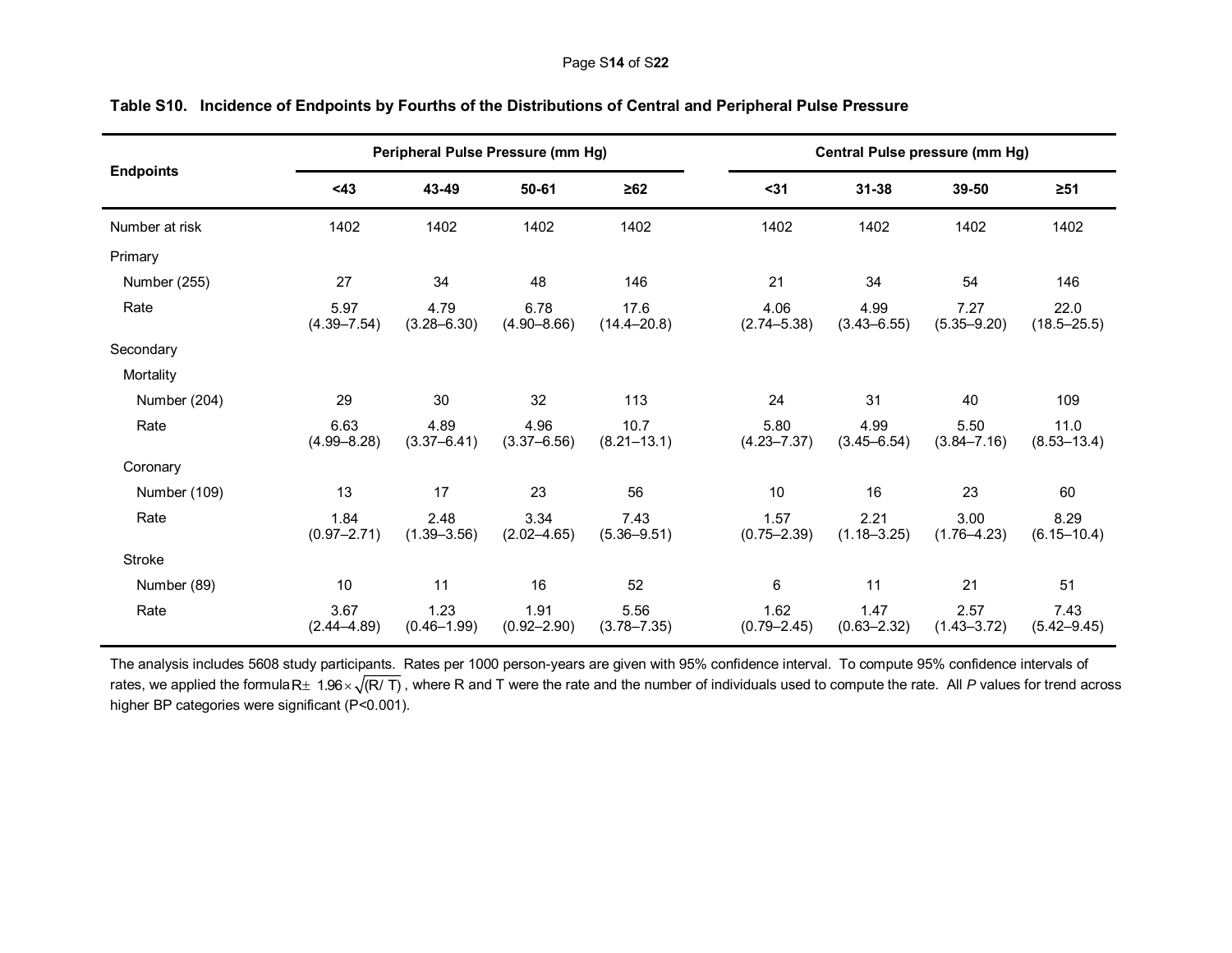**Table S10. Incidence of Endpoints by Fourths of the Distributions of Central and Peripheral Pulse Pressure**

| Endpoints | Peripheral Pulse Pressure (mm Hg) | | | | Central Pulse pressure (mm Hg) | | | |
|---|---|---|---|---|---|---|---|---|
| | <43 | 43-49 | 50-61 | ≥62 | <31 | 31-38 | 39-50 | ≥51 |
| Number at risk | 1402 | 1402 | 1402 | 1402 | 1402 | 1402 | 1402 | 1402 |
| Primary | | | | | | | | |
| Number (255) | 27 | 34 | 48 | 146 | 21 | 34 | 54 | 146 |
| Rate | 5.97 (4.39–7.54) | 4.79 (3.28–6.30) | 6.78 (4.90–8.66) | 17.6 (14.4–20.8) | 4.06 (2.74–5.38) | 4.99 (3.43–6.55) | 7.27 (5.35–9.20) | 22.0 (18.5–25.5) |
| Secondary | | | | | | | | |
| Mortality | | | | | | | | |
| Number (204) | 29 | 30 | 32 | 113 | 24 | 31 | 40 | 109 |
| Rate | 6.63 (4.99–8.28) | 4.89 (3.37–6.41) | 4.96 (3.37–6.56) | 10.7 (8.21–13.1) | 5.80 (4.23–7.37) | 4.99 (3.45–6.54) | 5.50 (3.84–7.16) | 11.0 (8.53–13.4) |
| Coronary | | | | | | | | |
| Number (109) | 13 | 17 | 23 | 56 | 10 | 16 | 23 | 60 |
| Rate | 1.84 (0.97–2.71) | 2.48 (1.39–3.56) | 3.34 (2.02–4.65) | 7.43 (5.36–9.51) | 1.57 (0.75–2.39) | 2.21 (1.18–3.25) | 3.00 (1.76–4.23) | 8.29 (6.15–10.4) |
| Stroke | | | | | | | | |
| Number (89) | 10 | 11 | 16 | 52 | 6 | 11 | 21 | 51 |
| Rate | 3.67 (2.44–4.89) | 1.23 (0.46–1.99) | 1.91 (0.92–2.90) | 5.56 (3.78–7.35) | 1.62 (0.79–2.45) | 1.47 (0.63–2.32) | 2.57 (1.43–3.72) | 7.43 (5.42–9.45) |

The analysis includes 5608 study participants. Rates per 1000 person-years are given with 95% confidence interval. To compute 95% confidence intervals of rates, we applied the formula $R \pm 1.96 \times \sqrt{(R/T)}$, where R and T were the rate and the number of individuals used to compute the rate. All *P* values for trend across higher BP categories were significant (P<0.001).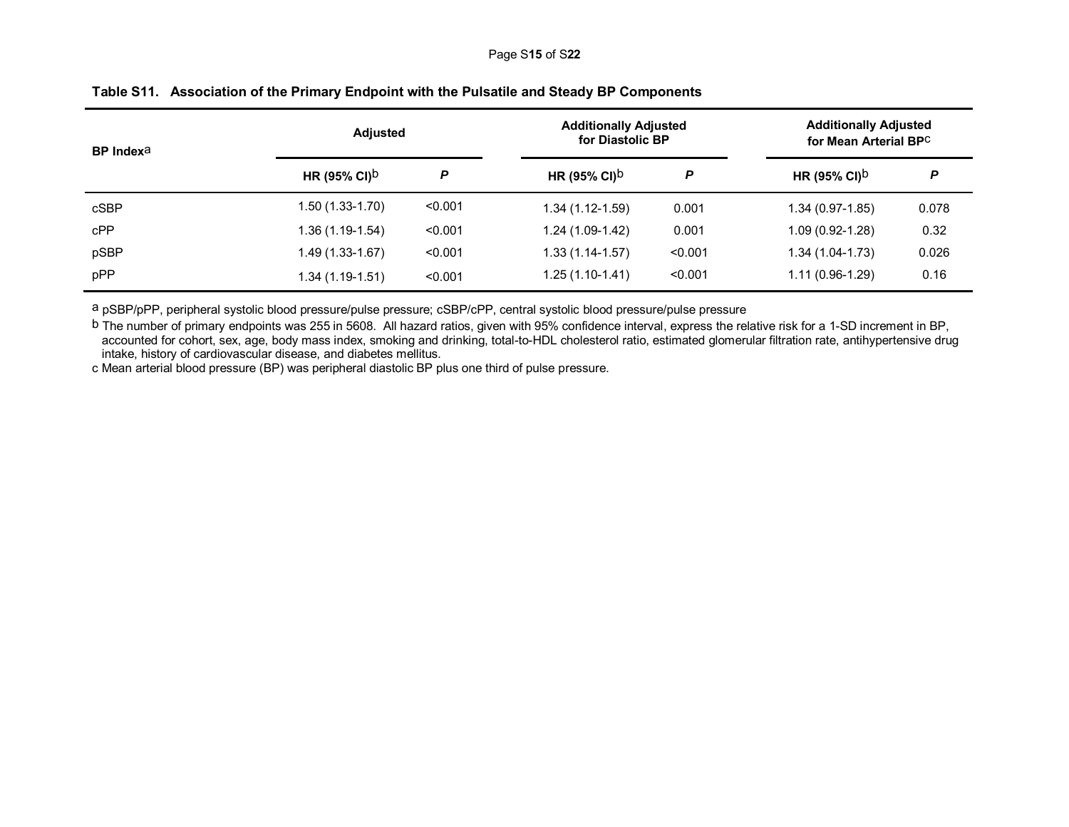**Table S11. Association of the Primary Endpoint with the Pulsatile and Steady BP Components**

| BP Index[a] | Adjusted | | Additionally Adjusted for Diastolic BP | | Additionally Adjusted for Mean Arterial BP[c] | |
|---|---|---|---|---|---|---|
| | HR (95% CI)[b] | *P* | HR (95% CI)[b] | *P* | HR (95% CI)[b] | *P* |
| cSBP | 1.50 (1.33-1.70) | <0.001 | 1.34 (1.12-1.59) | 0.001 | 1.34 (0.97-1.85) | 0.078 |
| cPP | 1.36 (1.19-1.54) | <0.001 | 1.24 (1.09-1.42) | 0.001 | 1.09 (0.92-1.28) | 0.32 |
| pSBP | 1.49 (1.33-1.67) | <0.001 | 1.33 (1.14-1.57) | <0.001 | 1.34 (1.04-1.73) | 0.026 |
| pPP | 1.34 (1.19-1.51) | <0.001 | 1.25 (1.10-1.41) | <0.001 | 1.11 (0.96-1.29) | 0.16 |

a pSBP/pPP, peripheral systolic blood pressure/pulse pressure; cSBP/cPP, central systolic blood pressure/pulse pressure

b The number of primary endpoints was 255 in 5608. All hazard ratios, given with 95% confidence interval, express the relative risk for a 1-SD increment in BP, accounted for cohort, sex, age, body mass index, smoking and drinking, total-to-HDL cholesterol ratio, estimated glomerular filtration rate, antihypertensive drug intake, history of cardiovascular disease, and diabetes mellitus.

c Mean arterial blood pressure (BP) was peripheral diastolic BP plus one third of pulse pressure.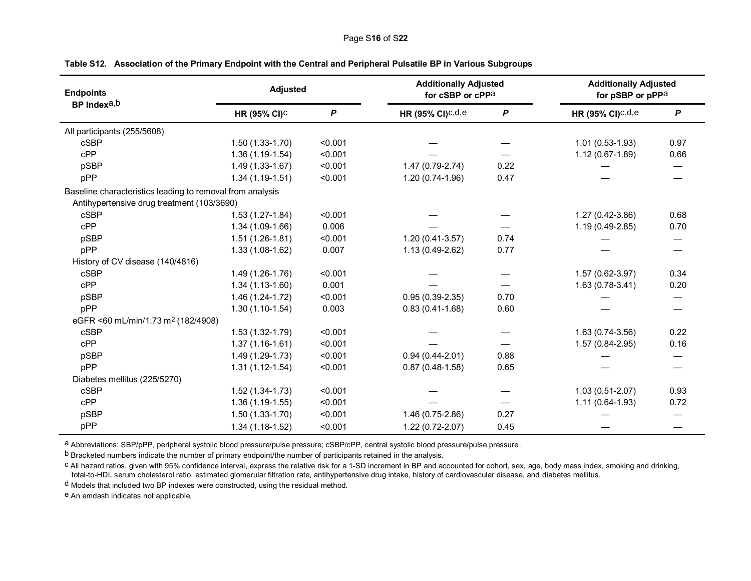**Table S12. Association of the Primary Endpoint with the Central and Peripheral Pulsatile BP in Various Subgroups**

| Endpoints BP Index[a,b] | Adjusted | | Additionally Adjusted for cSBP or cPP[a] | | Additionally Adjusted for pSBP or pPP[a] | |
|---|---|---|---|---|---|---|
| | HR (95% CI)[c] | *P* | HR (95% CI)[c,d,e] | *P* | HR (95% CI)[c,d,e] | *P* |
| All participants (255/5608) | | | | | | |
| cSBP | 1.50 (1.33-1.70) | <0.001 | — | — | 1.01 (0.53-1.93) | 0.97 |
| cPP | 1.36 (1.19-1.54) | <0.001 | — | — | 1.12 (0.67-1.89) | 0.66 |
| pSBP | 1.49 (1.33-1.67) | <0.001 | 1.47 (0.79-2.74) | 0.22 | — | — |
| pPP | 1.34 (1.19-1.51) | <0.001 | 1.20 (0.74-1.96) | 0.47 | — | — |
| Baseline characteristics leading to removal from analysis | | | | | | |
| Antihypertensive drug treatment (103/3690) | | | | | | |
| cSBP | 1.53 (1.27-1.84) | <0.001 | — | — | 1.27 (0.42-3.86) | 0.68 |
| cPP | 1.34 (1.09-1.66) | 0.006 | — | — | 1.19 (0.49-2.85) | 0.70 |
| pSBP | 1.51 (1.26-1.81) | <0.001 | 1.20 (0.41-3.57) | 0.74 | — | — |
| pPP | 1.33 (1.08-1.62) | 0.007 | 1.13 (0.49-2.62) | 0.77 | — | — |
| History of CV disease (140/4816) | | | | | | |
| cSBP | 1.49 (1.26-1.76) | <0.001 | — | — | 1.57 (0.62-3.97) | 0.34 |
| cPP | 1.34 (1.13-1.60) | 0.001 | — | — | 1.63 (0.78-3.41) | 0.20 |
| pSBP | 1.46 (1.24-1.72) | <0.001 | 0.95 (0.39-2.35) | 0.70 | — | — |
| pPP | 1.30 (1.10-1.54) | 0.003 | 0.83 (0.41-1.68) | 0.60 | — | — |
| eGFR <60 mL/min/1.73 $m^2$ (182/4908) | | | | | | |
| cSBP | 1.53 (1.32-1.79) | <0.001 | — | — | 1.63 (0.74-3.56) | 0.22 |
| cPP | 1.37 (1.16-1.61) | <0.001 | — | — | 1.57 (0.84-2.95) | 0.16 |
| pSBP | 1.49 (1.29-1.73) | <0.001 | 0.94 (0.44-2.01) | 0.88 | — | — |
| pPP | 1.31 (1.12-1.54) | <0.001 | 0.87 (0.48-1.58) | 0.65 | — | — |
| Diabetes mellitus (225/5270) | | | | | | |
| cSBP | 1.52 (1.34-1.73) | <0.001 | — | — | 1.03 (0.51-2.07) | 0.93 |
| cPP | 1.36 (1.19-1.55) | <0.001 | — | — | 1.11 (0.64-1.93) | 0.72 |
| pSBP | 1.50 (1.33-1.70) | <0.001 | 1.46 (0.75-2.86) | 0.27 | — | — |
| pPP | 1.34 (1.18-1.52) | <0.001 | 1.22 (0.72-2.07) | 0.45 | — | — |

[a] Abbreviations: SBP/pPP, peripheral systolic blood pressure/pulse pressure; cSBP/cPP, central systolic blood pressure/pulse pressure.

[b] Bracketed numbers indicate the number of primary endpoint/the number of participants retained in the analysis.

[c] All hazard ratios, given with 95% confidence interval, express the relative risk for a 1-SD increment in BP and accounted for cohort, sex, age, body mass index, smoking and drinking, total-to-HDL serum cholesterol ratio, estimated glomerular filtration rate, antihypertensive drug intake, history of cardiovascular disease, and diabetes mellitus.

[d] Models that included two BP indexes were constructed, using the residual method.

[e] An emdash indicates not applicable.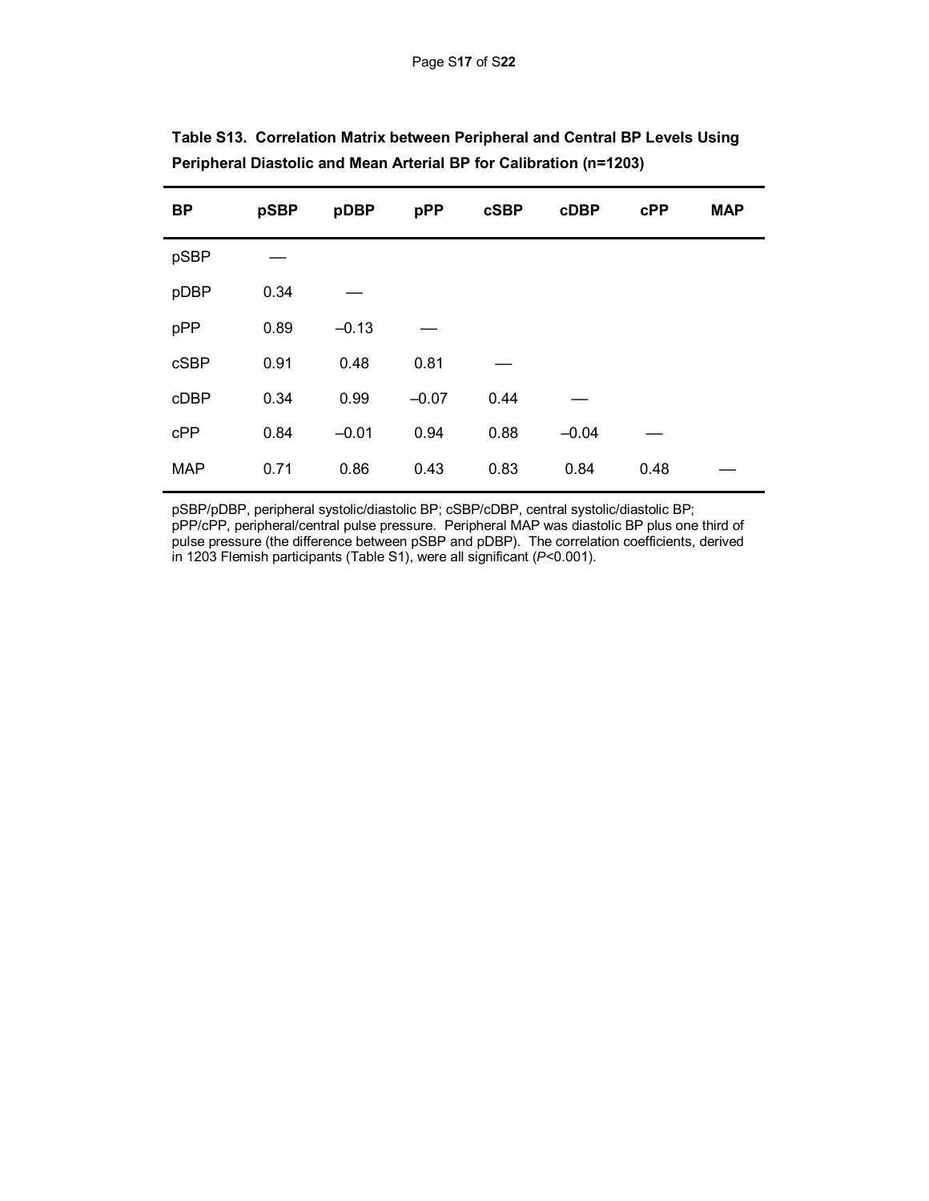**Table S13. Correlation Matrix between Peripheral and Central BP Levels Using Peripheral Diastolic and Mean Arterial BP for Calibration (n=1203)**

| BP | pSBP | pDBP | pPP | cSBP | cDBP | cPP | MAP |
|---|---|---|---|---|---|---|---|
| pSBP | — | | | | | | |
| pDBP | 0.34 | — | | | | | |
| pPP | 0.89 | –0.13 | — | | | | |
| cSBP | 0.91 | 0.48 | 0.81 | — | | | |
| cDBP | 0.34 | 0.99 | –0.07 | 0.44 | — | | |
| cPP | 0.84 | –0.01 | 0.94 | 0.88 | –0.04 | — | |
| MAP | 0.71 | 0.86 | 0.43 | 0.83 | 0.84 | 0.48 | — |

pSBP/pDBP, peripheral systolic/diastolic BP; cSBP/cDBP, central systolic/diastolic BP; pPP/cPP, peripheral/central pulse pressure. Peripheral MAP was diastolic BP plus one third of pulse pressure (the difference between pSBP and pDBP). The correlation coefficients, derived in 1203 Flemish participants (Table S1), were all significant ($P$<0.001).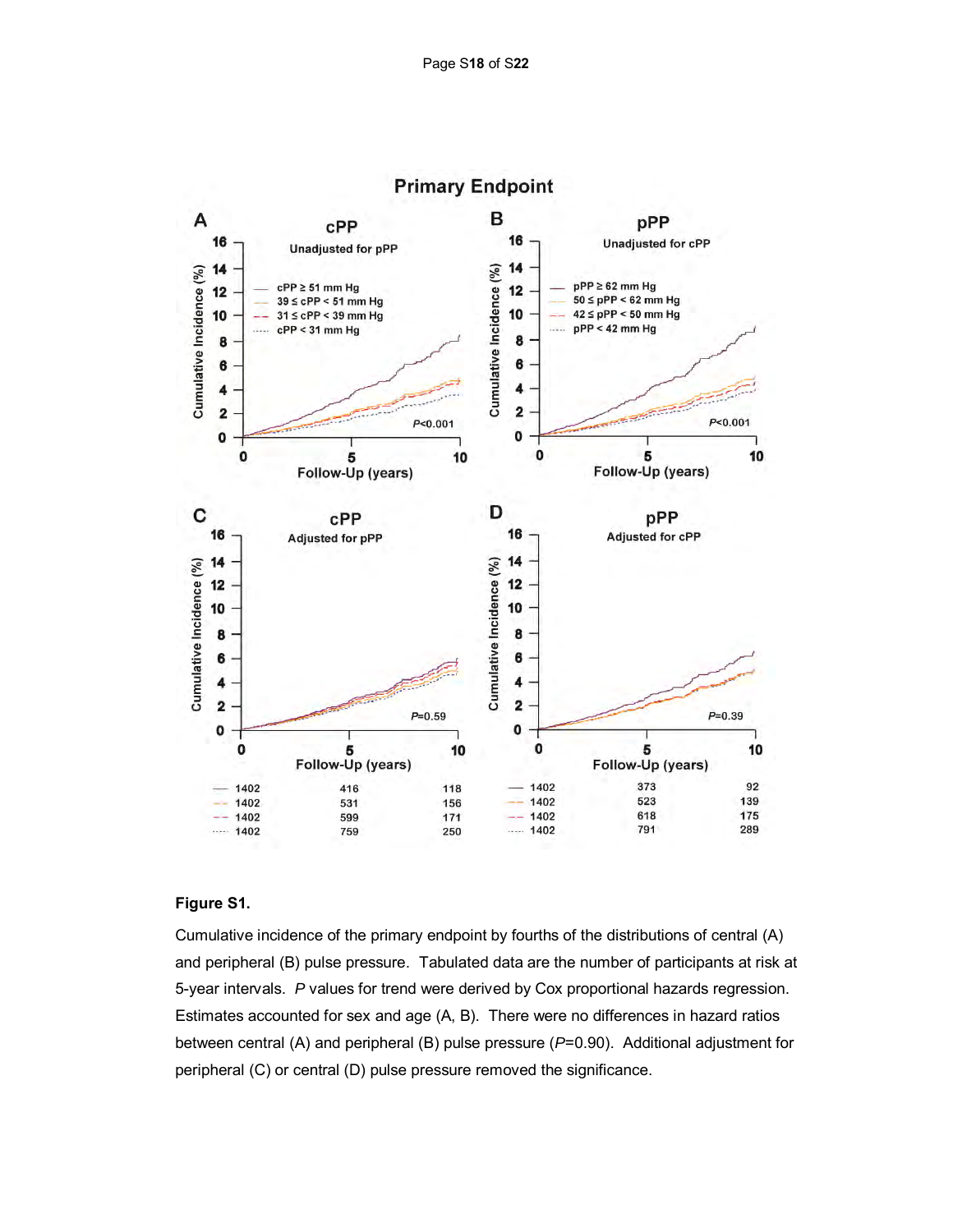**Figure S1.**

Cumulative incidence of the primary endpoint by fourths of the distributions of central (A) and peripheral (B) pulse pressure. Tabulated data are the number of participants at risk at 5-year intervals. *P* values for trend were derived by Cox proportional hazards regression. Estimates accounted for sex and age (A, B). There were no differences in hazard ratios between central (A) and peripheral (B) pulse pressure (*P*=0.90). Additional adjustment for peripheral (C) or central (D) pulse pressure removed the significance.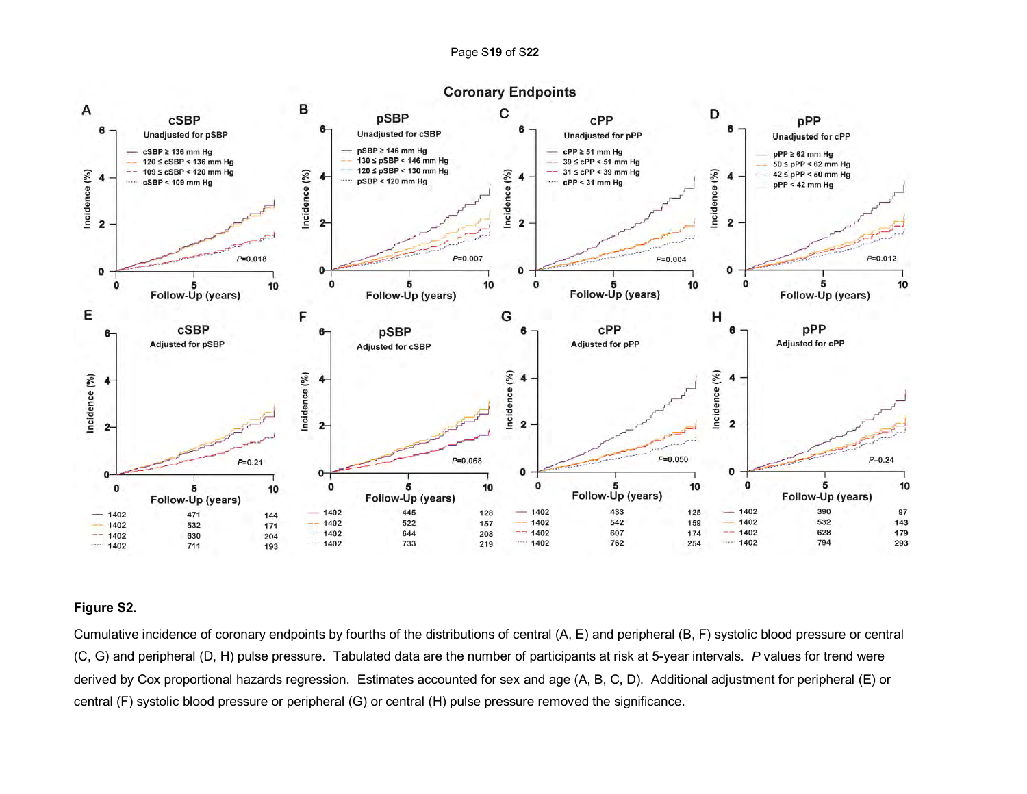**Figure S2.**

Cumulative incidence of coronary endpoints by fourths of the distributions of central (A, E) and peripheral (B, F) systolic blood pressure or central (C, G) and peripheral (D, H) pulse pressure. Tabulated data are the number of participants at risk at 5-year intervals. *P* values for trend were derived by Cox proportional hazards regression. Estimates accounted for sex and age (A, B, C, D). Additional adjustment for peripheral (E) or central (F) systolic blood pressure or peripheral (G) or central (H) pulse pressure removed the significance.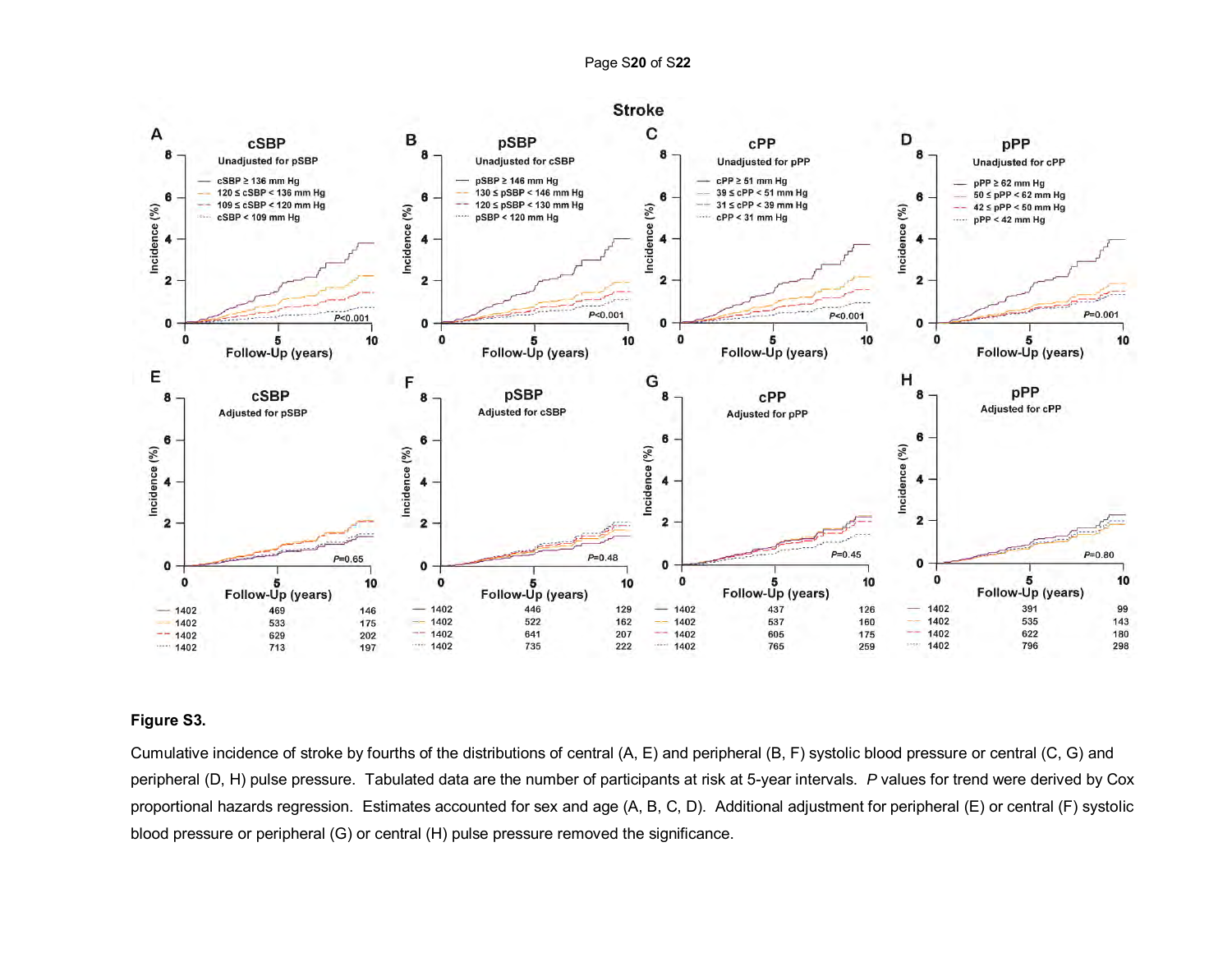**Figure S3.**

Cumulative incidence of stroke by fourths of the distributions of central (A, E) and peripheral (B, F) systolic blood pressure or central (C, G) and peripheral (D, H) pulse pressure. Tabulated data are the number of participants at risk at 5-year intervals. $P$ values for trend were derived by Cox proportional hazards regression. Estimates accounted for sex and age (A, B, C, D). Additional adjustment for peripheral (E) or central (F) systolic blood pressure or peripheral (G) or central (H) pulse pressure removed the significance.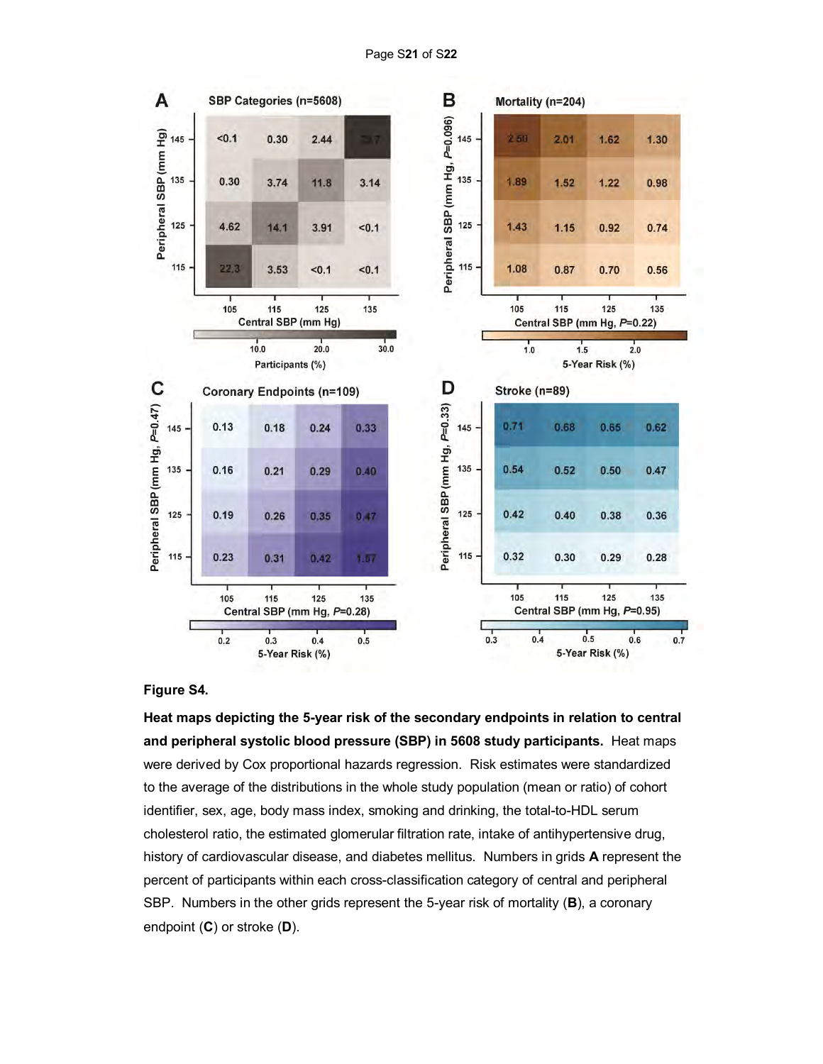**Figure S4.**

**Heat maps depicting the 5-year risk of the secondary endpoints in relation to central and peripheral systolic blood pressure (SBP) in 5608 study participants.** Heat maps were derived by Cox proportional hazards regression. Risk estimates were standardized to the average of the distributions in the whole study population (mean or ratio) of cohort identifier, sex, age, body mass index, smoking and drinking, the total-to-HDL serum cholesterol ratio, the estimated glomerular filtration rate, intake of antihypertensive drug, history of cardiovascular disease, and diabetes mellitus. Numbers in grids **A** represent the percent of participants within each cross-classification category of central and peripheral SBP. Numbers in the other grids represent the 5-year risk of mortality (**B**), a coronary endpoint (**C**) or stroke (**D**).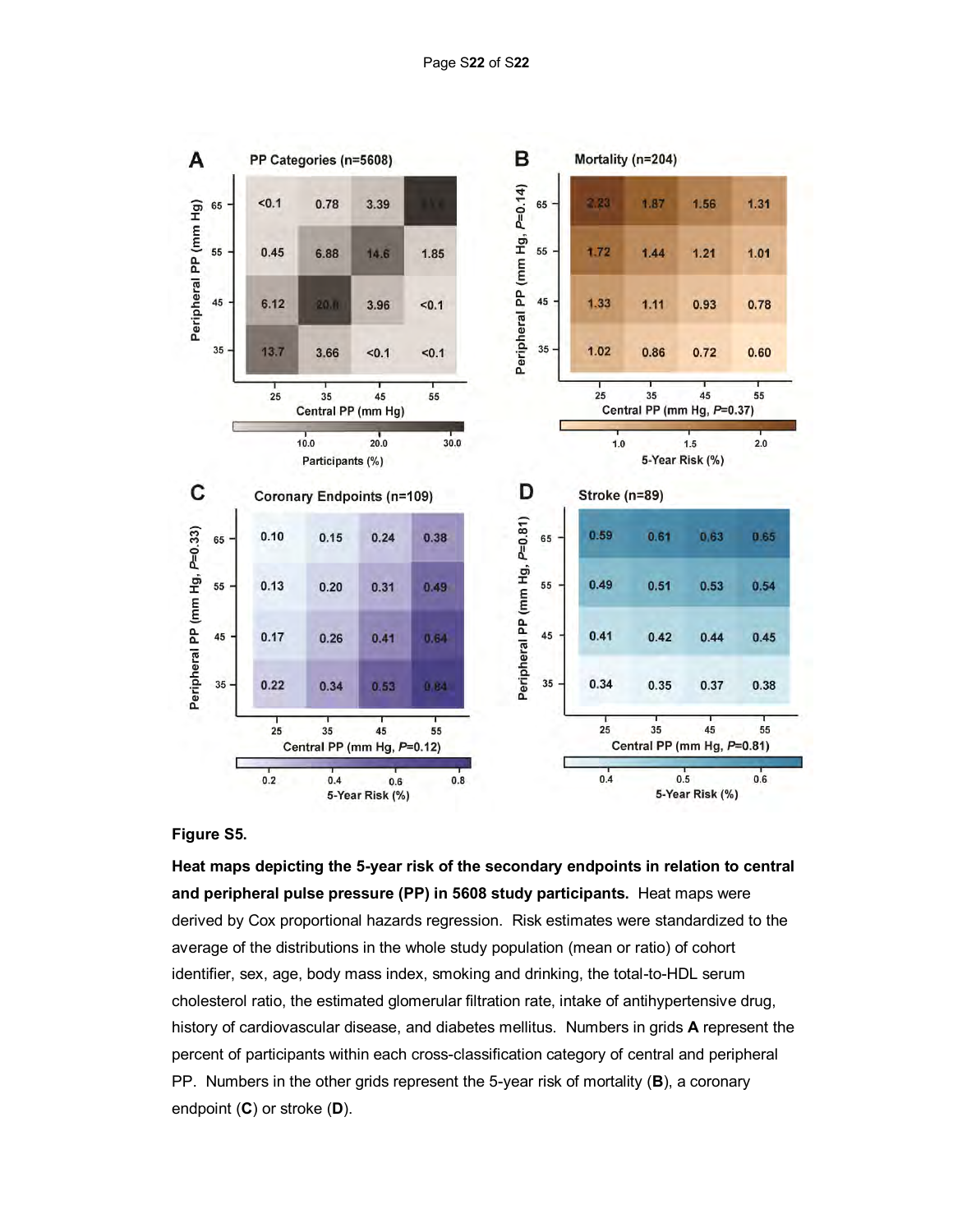A

PP Categories (n=5608)

Peripheral PP (mm Hg)

65
55
45
35

<0.1 0.78 3.39 31.6

0.45 6.88 14.6 1.85

6.12 20.8 3.96 <0.1

13.7 3.66 <0.1 <0.1

25 35 45 55

Central PP (mm Hg)

10.0 20.0 30.0

Participants (%)

B

Mortality (n=204)

Peripheral PP (mm Hg, *P*=0.14)

2.23 1.87 1.56 1.31

1.72 1.44 1.21 1.01

1.33 1.11 0.93 0.78

1.02 0.86 0.72 0.60

Central PP (mm Hg, *P*=0.37)

1.0 1.5 2.0

5-Year Risk (%)

C

Coronary Endpoints (n=109)

Peripheral PP (mm Hg, *P*=0.33)

0.10 0.15 0.24 0.38

0.13 0.20 0.31 0.49

0.17 0.26 0.41 0.64

0.22 0.34 0.53 0.84

Central PP (mm Hg, *P*=0.12)

0.2 0.4 0.6 0.8

5-Year Risk (%)

D

Stroke (n=89)

Peripheral PP (mm Hg, *P*=0.81)

0.59 0.61 0.63 0.65

0.49 0.51 0.53 0.54

0.41 0.42 0.44 0.45

0.34 0.35 0.37 0.38

Central PP (mm Hg, *P*=0.81)

0.4 0.5 0.6

5-Year Risk (%)

**Figure S5.**

**Heat maps depicting the 5-year risk of the secondary endpoints in relation to central and peripheral pulse pressure (PP) in 5608 study participants.** Heat maps were derived by Cox proportional hazards regression. Risk estimates were standardized to the average of the distributions in the whole study population (mean or ratio) of cohort identifier, sex, age, body mass index, smoking and drinking, the total-to-HDL serum cholesterol ratio, the estimated glomerular filtration rate, intake of antihypertensive drug, history of cardiovascular disease, and diabetes mellitus. Numbers in grids **A** represent the percent of participants within each cross-classification category of central and peripheral PP. Numbers in the other grids represent the 5-year risk of mortality (**B**), a coronary endpoint (**C**) or stroke (**D**).